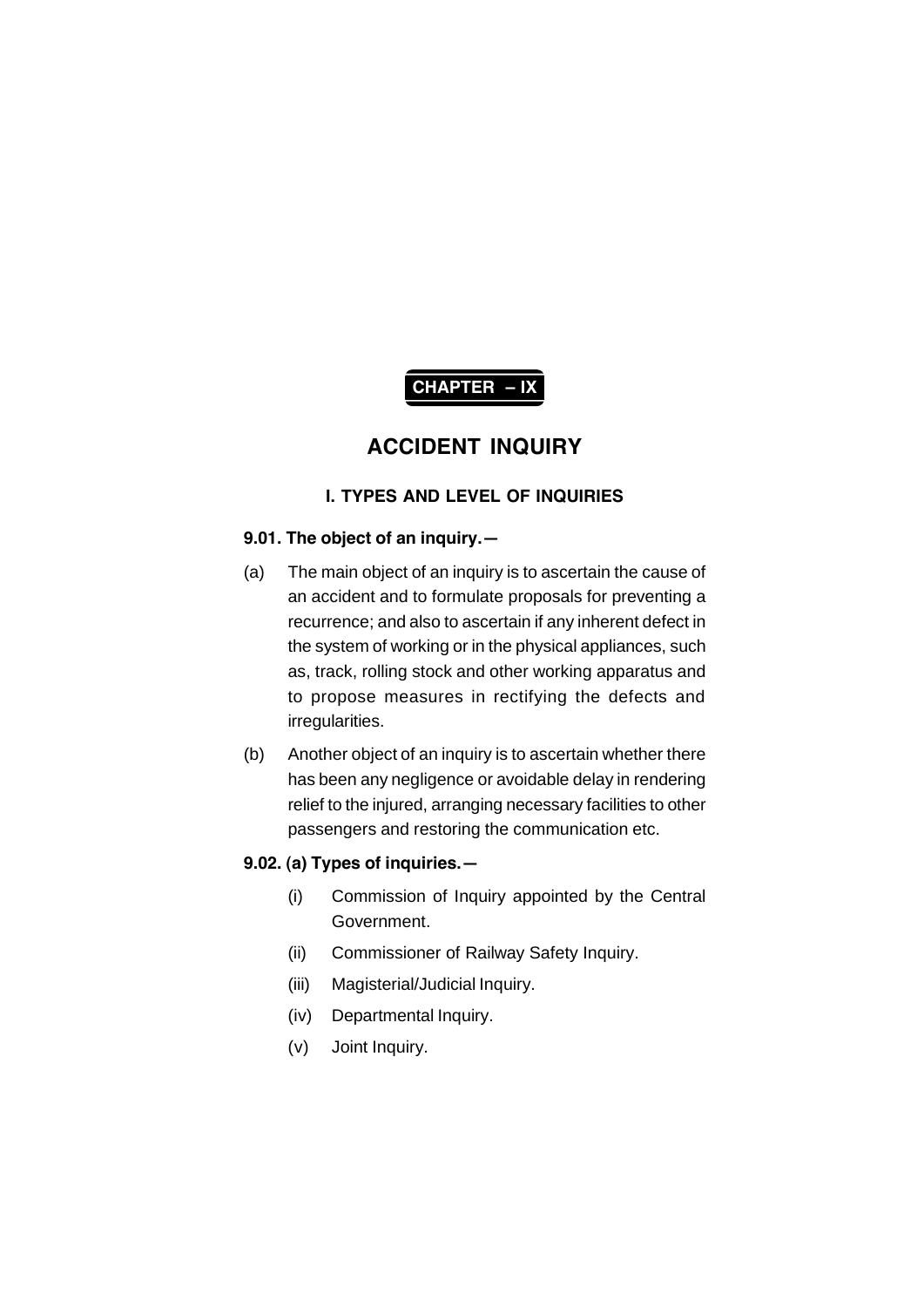# CHAPTER – IX

# ACCIDENT INQUIRY

## I. TYPES AND LEVEL OF INQUIRIES

**9.01. The object of an inquiry.—**

(a) The main object of an inquiry is to ascertain the cause of an accident and to formulate proposals for preventing a recurrence; and also to ascertain if any inherent defect in the system of working or in the physical appliances, such as, track, rolling stock and other working apparatus and to propose measures in rectifying the defects and irregularities.

(b) Another object of an inquiry is to ascertain whether there has been any negligence or avoidable delay in rendering relief to the injured, arranging necessary facilities to other passengers and restoring the communication etc.

**9.02. (a) Types of inquiries.—**

(i) Commission of Inquiry appointed by the Central Government.

(ii) Commissioner of Railway Safety Inquiry.

(iii) Magisterial/Judicial Inquiry.

(iv) Departmental Inquiry.

(v) Joint Inquiry.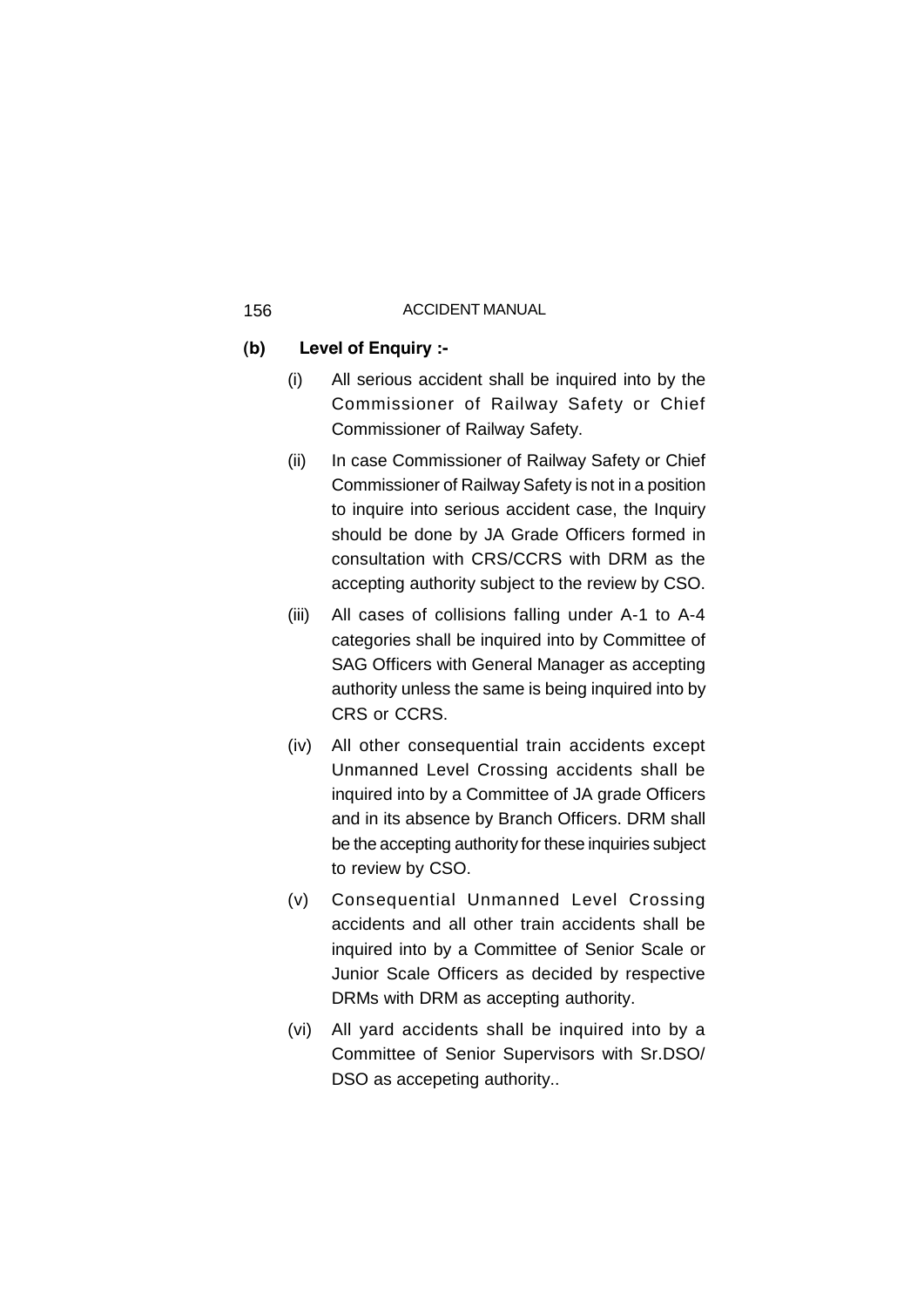**(b) Level of Enquiry :-**

(i) All serious accident shall be inquired into by the Commissioner of Railway Safety or Chief Commissioner of Railway Safety.

(ii) In case Commissioner of Railway Safety or Chief Commissioner of Railway Safety is not in a position to inquire into serious accident case, the Inquiry should be done by JA Grade Officers formed in consultation with CRS/CCRS with DRM as the accepting authority subject to the review by CSO.

(iii) All cases of collisions falling under A-1 to A-4 categories shall be inquired into by Committee of SAG Officers with General Manager as accepting authority unless the same is being inquired into by CRS or CCRS.

(iv) All other consequential train accidents except Unmanned Level Crossing accidents shall be inquired into by a Committee of JA grade Officers and in its absence by Branch Officers. DRM shall be the accepting authority for these inquiries subject to review by CSO.

(v) Consequential Unmanned Level Crossing accidents and all other train accidents shall be inquired into by a Committee of Senior Scale or Junior Scale Officers as decided by respective DRMs with DRM as accepting authority.

(vi) All yard accidents shall be inquired into by a Committee of Senior Supervisors with Sr.DSO/ DSO as accepeting authority..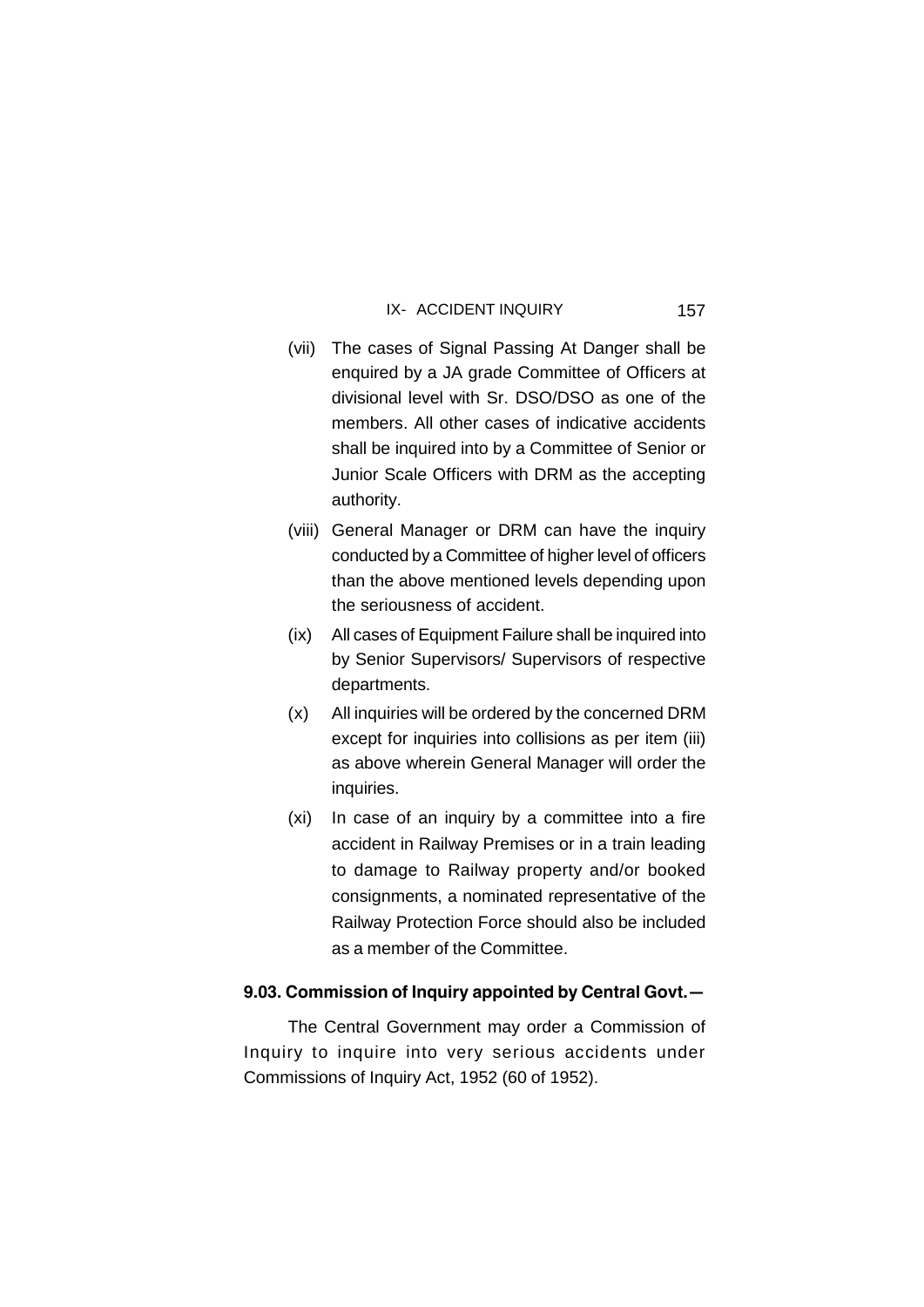(vii) The cases of Signal Passing At Danger shall be enquired by a JA grade Committee of Officers at divisional level with Sr. DSO/DSO as one of the members. All other cases of indicative accidents shall be inquired into by a Committee of Senior or Junior Scale Officers with DRM as the accepting authority.

(viii) General Manager or DRM can have the inquiry conducted by a Committee of higher level of officers than the above mentioned levels depending upon the seriousness of accident.

(ix) All cases of Equipment Failure shall be inquired into by Senior Supervisors/ Supervisors of respective departments.

(x) All inquiries will be ordered by the concerned DRM except for inquiries into collisions as per item (iii) as above wherein General Manager will order the inquiries.

(xi) In case of an inquiry by a committee into a fire accident in Railway Premises or in a train leading to damage to Railway property and/or booked consignments, a nominated representative of the Railway Protection Force should also be included as a member of the Committee.

**9.03. Commission of Inquiry appointed by Central Govt.—**

The Central Government may order a Commission of Inquiry to inquire into very serious accidents under Commissions of Inquiry Act, 1952 (60 of 1952).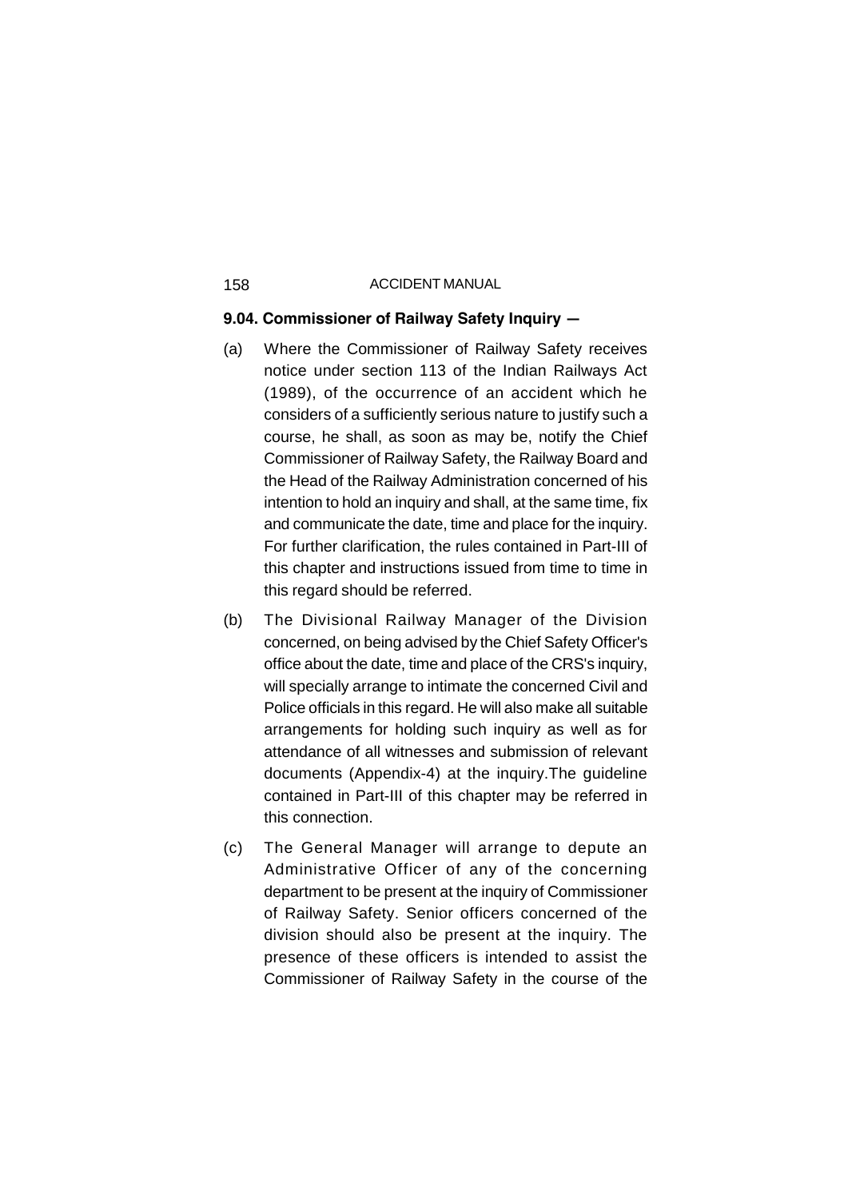**9.04. Commissioner of Railway Safety Inquiry —**

(a) Where the Commissioner of Railway Safety receives notice under section 113 of the Indian Railways Act (1989), of the occurrence of an accident which he considers of a sufficiently serious nature to justify such a course, he shall, as soon as may be, notify the Chief Commissioner of Railway Safety, the Railway Board and the Head of the Railway Administration concerned of his intention to hold an inquiry and shall, at the same time, fix and communicate the date, time and place for the inquiry. For further clarification, the rules contained in Part-III of this chapter and instructions issued from time to time in this regard should be referred.

(b) The Divisional Railway Manager of the Division concerned, on being advised by the Chief Safety Officer's office about the date, time and place of the CRS's inquiry, will specially arrange to intimate the concerned Civil and Police officials in this regard. He will also make all suitable arrangements for holding such inquiry as well as for attendance of all witnesses and submission of relevant documents (Appendix-4) at the inquiry.The guideline contained in Part-III of this chapter may be referred in this connection.

(c) The General Manager will arrange to depute an Administrative Officer of any of the concerning department to be present at the inquiry of Commissioner of Railway Safety. Senior officers concerned of the division should also be present at the inquiry. The presence of these officers is intended to assist the Commissioner of Railway Safety in the course of the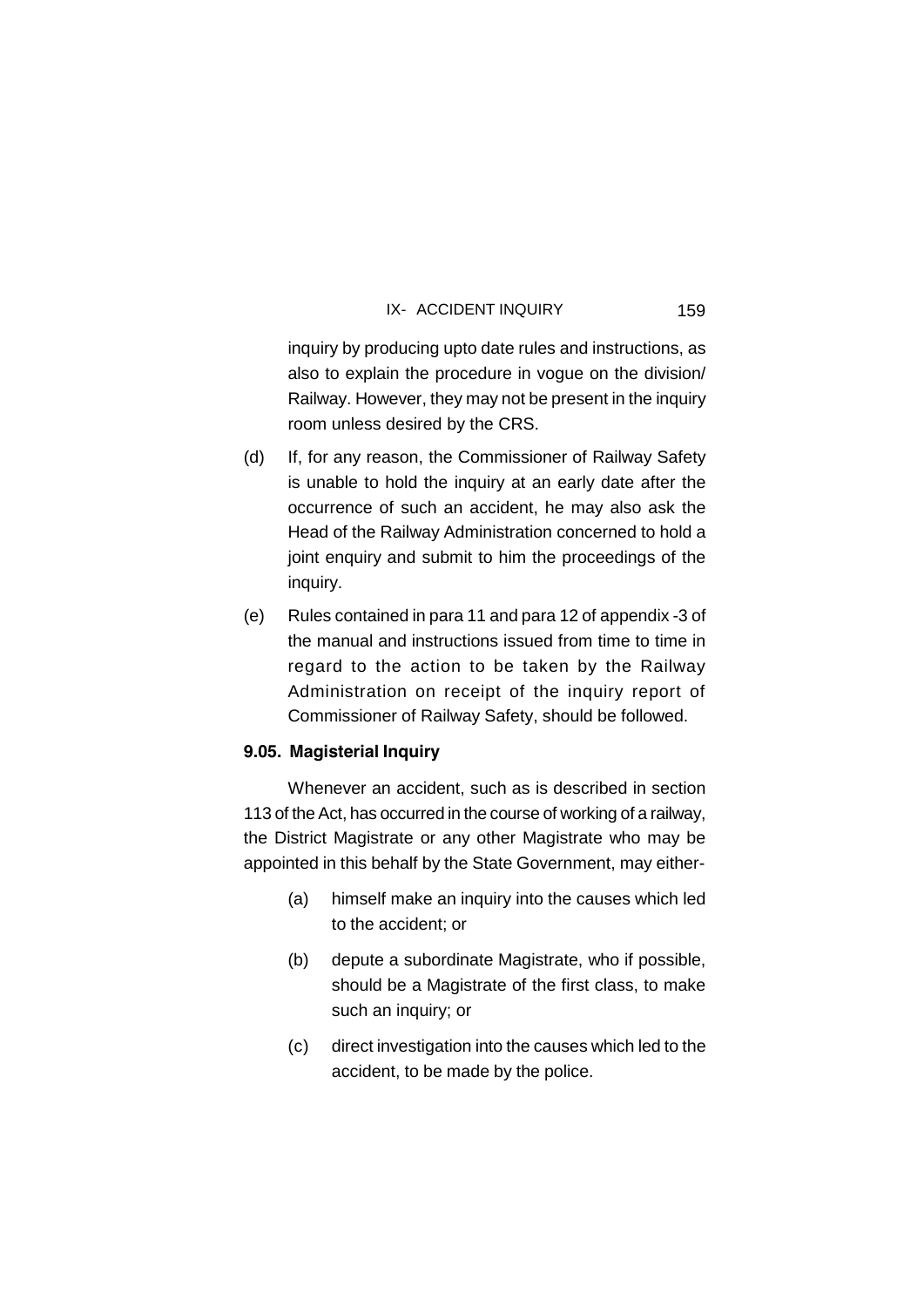inquiry by producing upto date rules and instructions, as also to explain the procedure in vogue on the division/ Railway. However, they may not be present in the inquiry room unless desired by the CRS.

(d) If, for any reason, the Commissioner of Railway Safety is unable to hold the inquiry at an early date after the occurrence of such an accident, he may also ask the Head of the Railway Administration concerned to hold a joint enquiry and submit to him the proceedings of the inquiry.

(e) Rules contained in para 11 and para 12 of appendix -3 of the manual and instructions issued from time to time in regard to the action to be taken by the Railway Administration on receipt of the inquiry report of Commissioner of Railway Safety, should be followed.

**9.05. Magisterial Inquiry**

Whenever an accident, such as is described in section 113 of the Act, has occurred in the course of working of a railway, the District Magistrate or any other Magistrate who may be appointed in this behalf by the State Government, may either-

(a) himself make an inquiry into the causes which led to the accident; or

(b) depute a subordinate Magistrate, who if possible, should be a Magistrate of the first class, to make such an inquiry; or

(c) direct investigation into the causes which led to the accident, to be made by the police.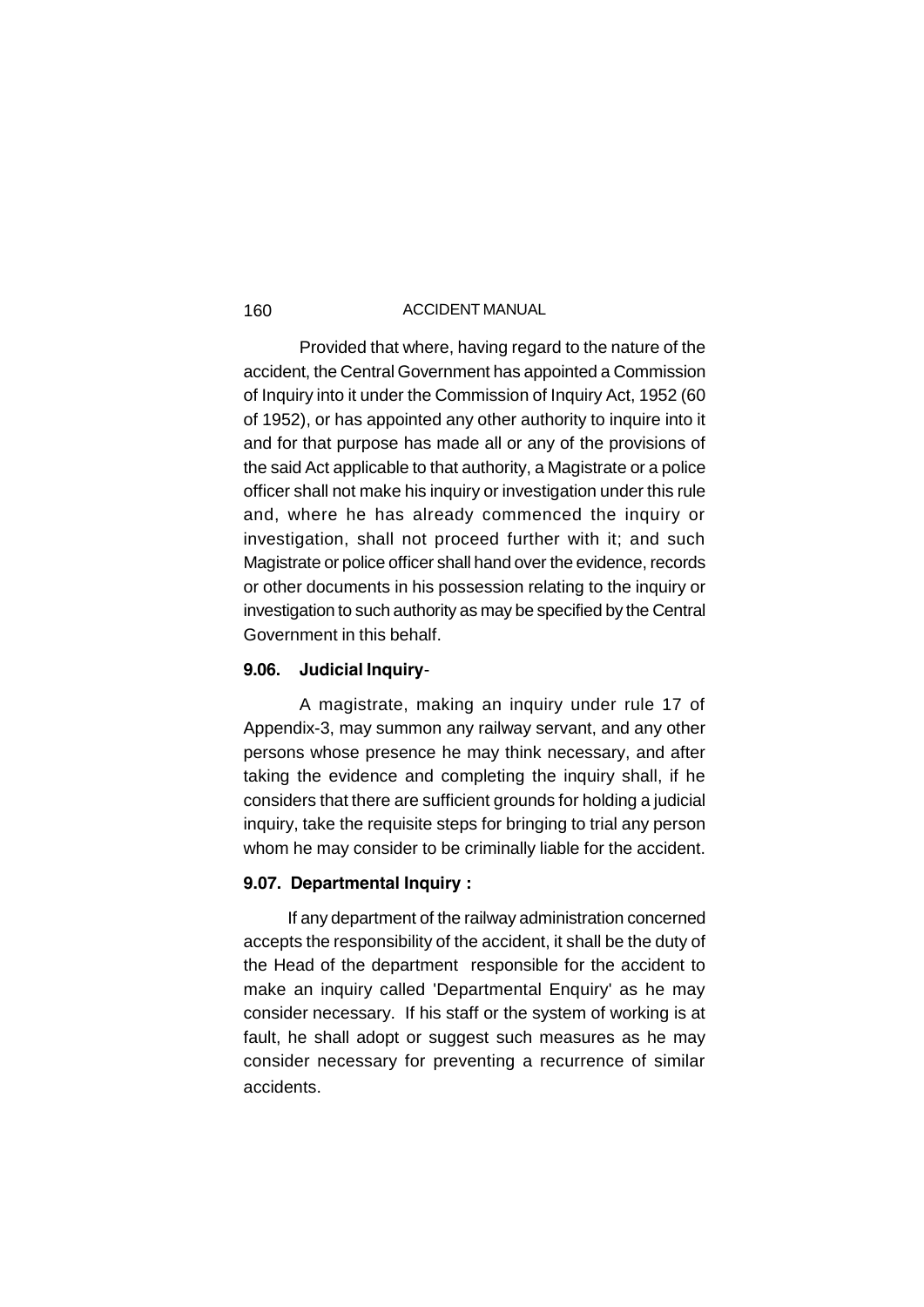Provided that where, having regard to the nature of the accident, the Central Government has appointed a Commission of Inquiry into it under the Commission of Inquiry Act, 1952 (60 of 1952), or has appointed any other authority to inquire into it and for that purpose has made all or any of the provisions of the said Act applicable to that authority, a Magistrate or a police officer shall not make his inquiry or investigation under this rule and, where he has already commenced the inquiry or investigation, shall not proceed further with it; and such Magistrate or police officer shall hand over the evidence, records or other documents in his possession relating to the inquiry or investigation to such authority as may be specified by the Central Government in this behalf.

**9.06. Judicial Inquiry**-

A magistrate, making an inquiry under rule 17 of Appendix-3, may summon any railway servant, and any other persons whose presence he may think necessary, and after taking the evidence and completing the inquiry shall, if he considers that there are sufficient grounds for holding a judicial inquiry, take the requisite steps for bringing to trial any person whom he may consider to be criminally liable for the accident.

**9.07. Departmental Inquiry :**

If any department of the railway administration concerned accepts the responsibility of the accident, it shall be the duty of the Head of the department responsible for the accident to make an inquiry called 'Departmental Enquiry' as he may consider necessary. If his staff or the system of working is at fault, he shall adopt or suggest such measures as he may consider necessary for preventing a recurrence of similar accidents.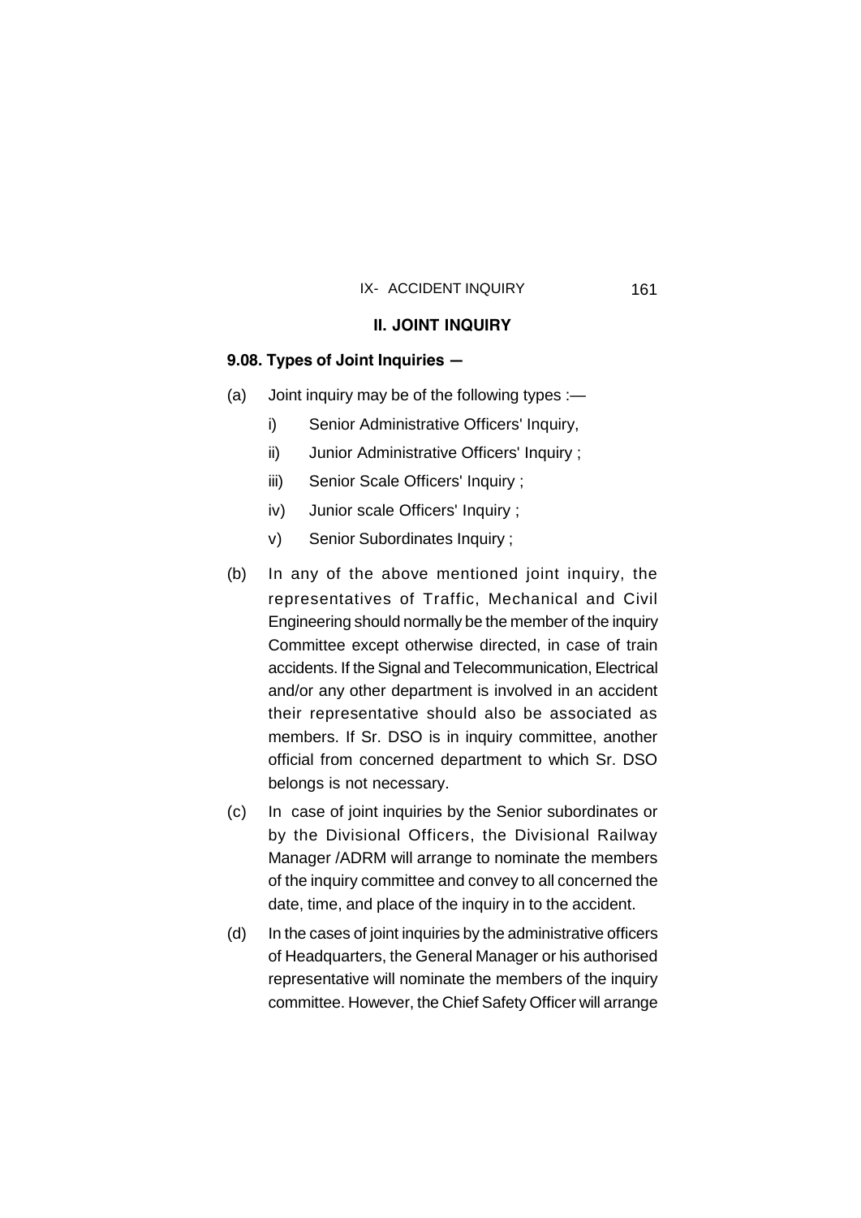## II. JOINT INQUIRY

**9.08. Types of Joint Inquiries —**

(a) Joint inquiry may be of the following types :—

- i) Senior Administrative Officers' Inquiry,
- ii) Junior Administrative Officers' Inquiry ;
- iii) Senior Scale Officers' Inquiry ;
- iv) Junior scale Officers' Inquiry ;
- v) Senior Subordinates Inquiry ;

(b) In any of the above mentioned joint inquiry, the representatives of Traffic, Mechanical and Civil Engineering should normally be the member of the inquiry Committee except otherwise directed, in case of train accidents. If the Signal and Telecommunication, Electrical and/or any other department is involved in an accident their representative should also be associated as members. If Sr. DSO is in inquiry committee, another official from concerned department to which Sr. DSO belongs is not necessary.

(c) In case of joint inquiries by the Senior subordinates or by the Divisional Officers, the Divisional Railway Manager /ADRM will arrange to nominate the members of the inquiry committee and convey to all concerned the date, time, and place of the inquiry in to the accident.

(d) In the cases of joint inquiries by the administrative officers of Headquarters, the General Manager or his authorised representative will nominate the members of the inquiry committee. However, the Chief Safety Officer will arrange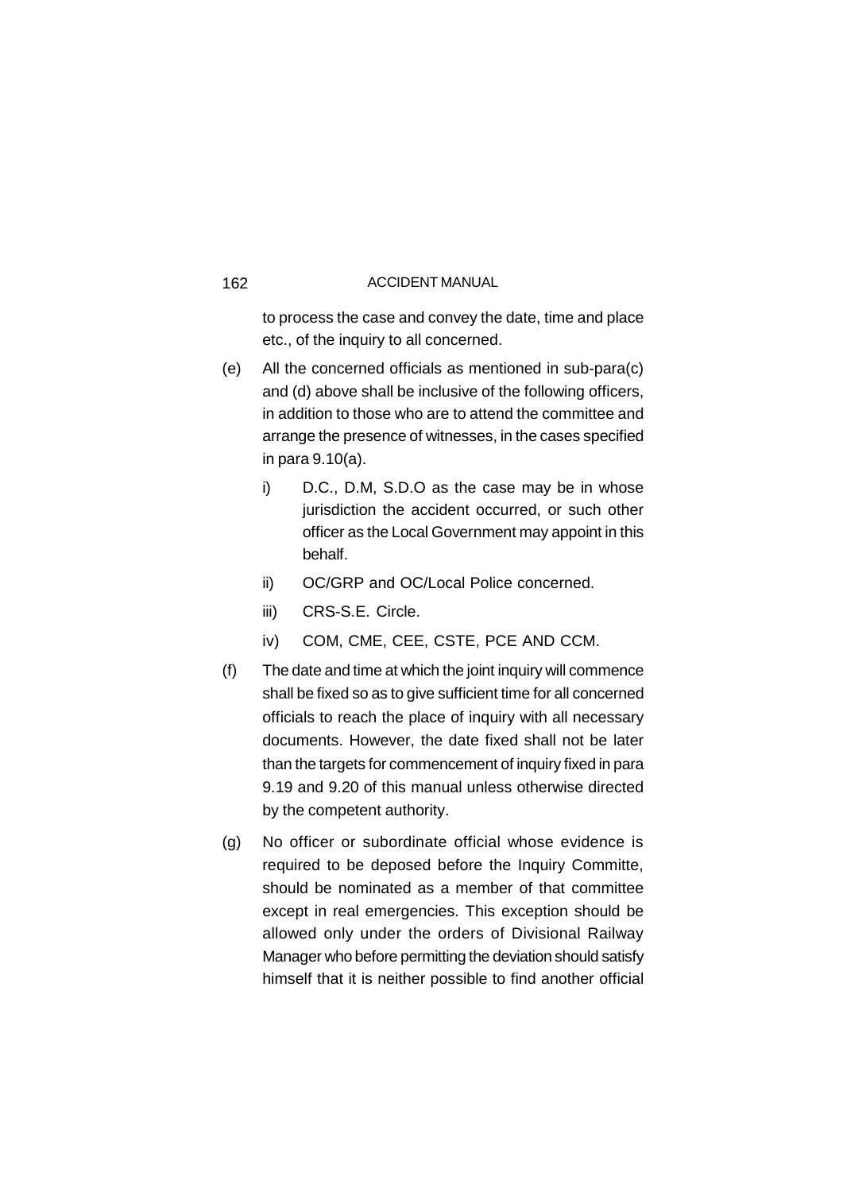to process the case and convey the date, time and place etc., of the inquiry to all concerned.

(e) All the concerned officials as mentioned in sub-para(c) and (d) above shall be inclusive of the following officers, in addition to those who are to attend the committee and arrange the presence of witnesses, in the cases specified in para 9.10(a).

   i) D.C., D.M, S.D.O as the case may be in whose jurisdiction the accident occurred, or such other officer as the Local Government may appoint in this behalf.

   ii) OC/GRP and OC/Local Police concerned.

   iii) CRS-S.E. Circle.

   iv) COM, CME, CEE, CSTE, PCE AND CCM.

(f) The date and time at which the joint inquiry will commence shall be fixed so as to give sufficient time for all concerned officials to reach the place of inquiry with all necessary documents. However, the date fixed shall not be later than the targets for commencement of inquiry fixed in para 9.19 and 9.20 of this manual unless otherwise directed by the competent authority.

(g) No officer or subordinate official whose evidence is required to be deposed before the Inquiry Committe, should be nominated as a member of that committee except in real emergencies. This exception should be allowed only under the orders of Divisional Railway Manager who before permitting the deviation should satisfy himself that it is neither possible to find another official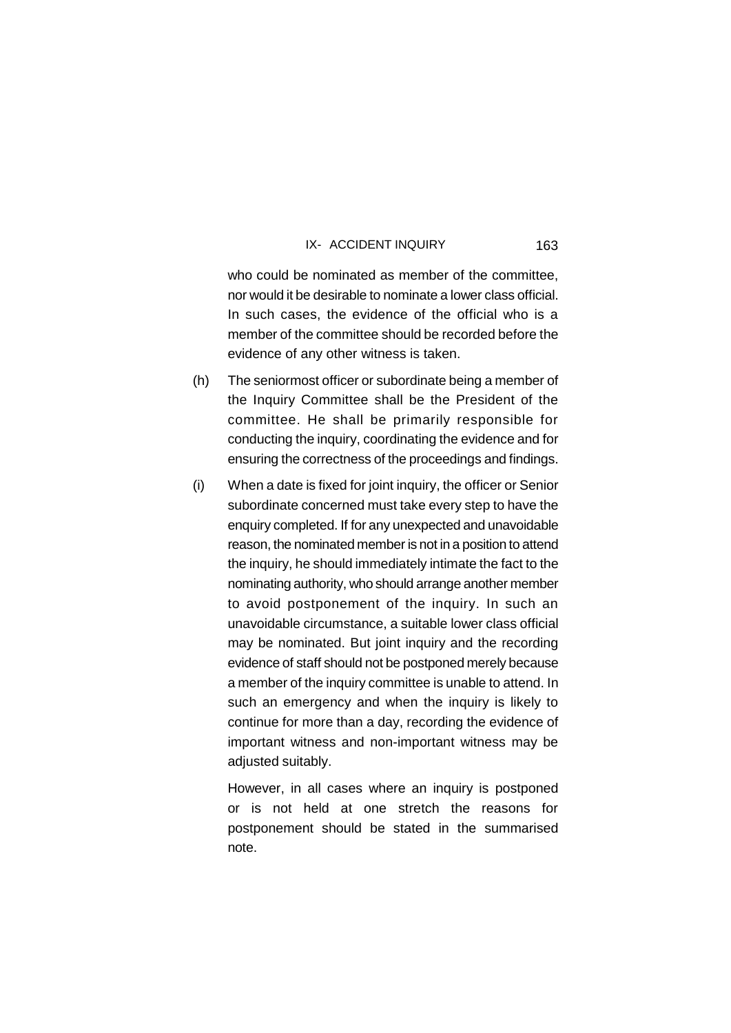who could be nominated as member of the committee, nor would it be desirable to nominate a lower class official. In such cases, the evidence of the official who is a member of the committee should be recorded before the evidence of any other witness is taken.

(h) The seniormost officer or subordinate being a member of the Inquiry Committee shall be the President of the committee. He shall be primarily responsible for conducting the inquiry, coordinating the evidence and for ensuring the correctness of the proceedings and findings.

(i) When a date is fixed for joint inquiry, the officer or Senior subordinate concerned must take every step to have the enquiry completed. If for any unexpected and unavoidable reason, the nominated member is not in a position to attend the inquiry, he should immediately intimate the fact to the nominating authority, who should arrange another member to avoid postponement of the inquiry. In such an unavoidable circumstance, a suitable lower class official may be nominated. But joint inquiry and the recording evidence of staff should not be postponed merely because a member of the inquiry committee is unable to attend. In such an emergency and when the inquiry is likely to continue for more than a day, recording the evidence of important witness and non-important witness may be adjusted suitably.

However, in all cases where an inquiry is postponed or is not held at one stretch the reasons for postponement should be stated in the summarised note.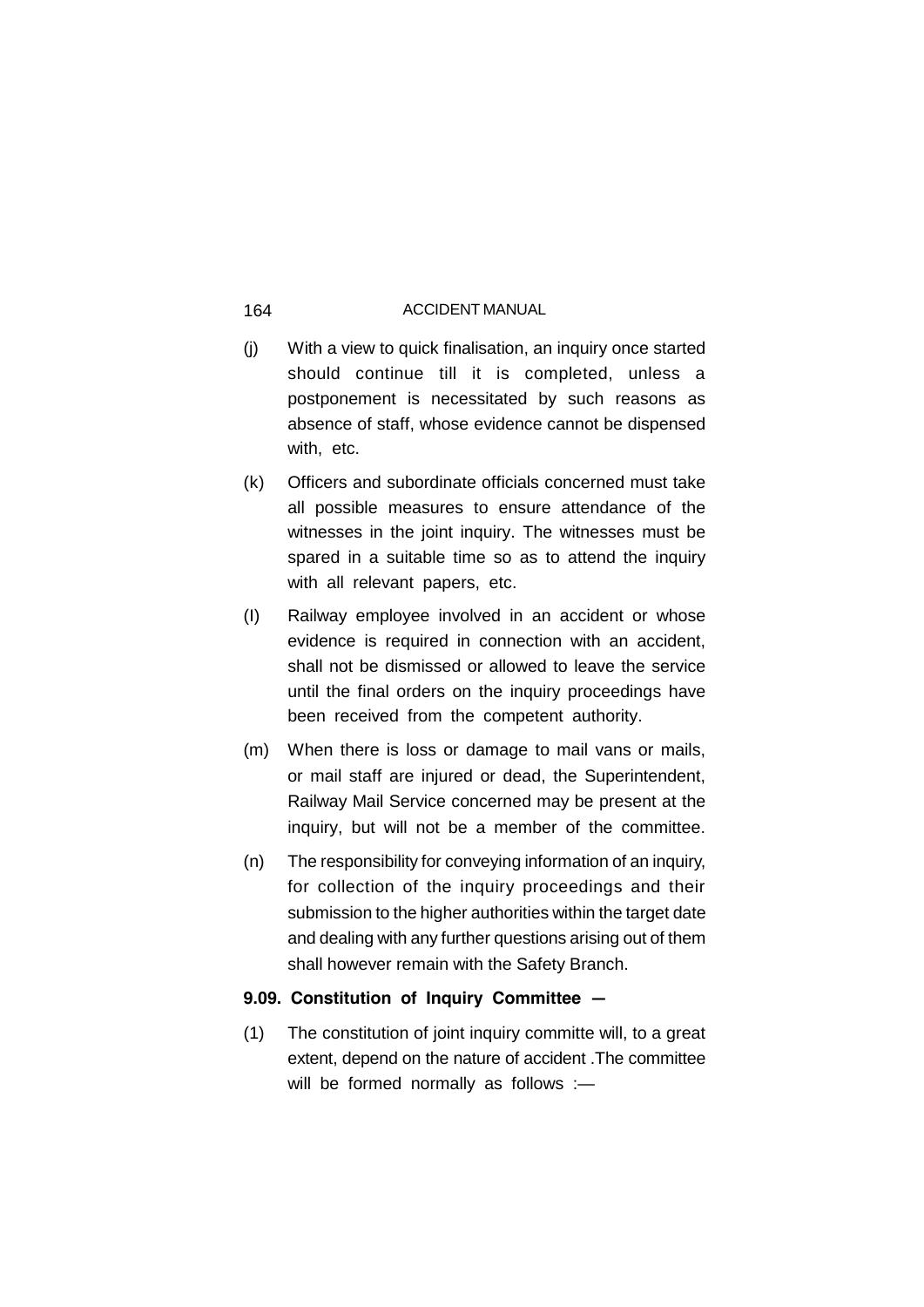(j) With a view to quick finalisation, an inquiry once started should continue till it is completed, unless a postponement is necessitated by such reasons as absence of staff, whose evidence cannot be dispensed with, etc.

(k) Officers and subordinate officials concerned must take all possible measures to ensure attendance of the witnesses in the joint inquiry. The witnesses must be spared in a suitable time so as to attend the inquiry with all relevant papers, etc.

(l) Railway employee involved in an accident or whose evidence is required in connection with an accident, shall not be dismissed or allowed to leave the service until the final orders on the inquiry proceedings have been received from the competent authority.

(m) When there is loss or damage to mail vans or mails, or mail staff are injured or dead, the Superintendent, Railway Mail Service concerned may be present at the inquiry, but will not be a member of the committee.

(n) The responsibility for conveying information of an inquiry, for collection of the inquiry proceedings and their submission to the higher authorities within the target date and dealing with any further questions arising out of them shall however remain with the Safety Branch.

**9.09. Constitution of Inquiry Committee —**

(1) The constitution of joint inquiry committe will, to a great extent, depend on the nature of accident .The committee will be formed normally as follows :—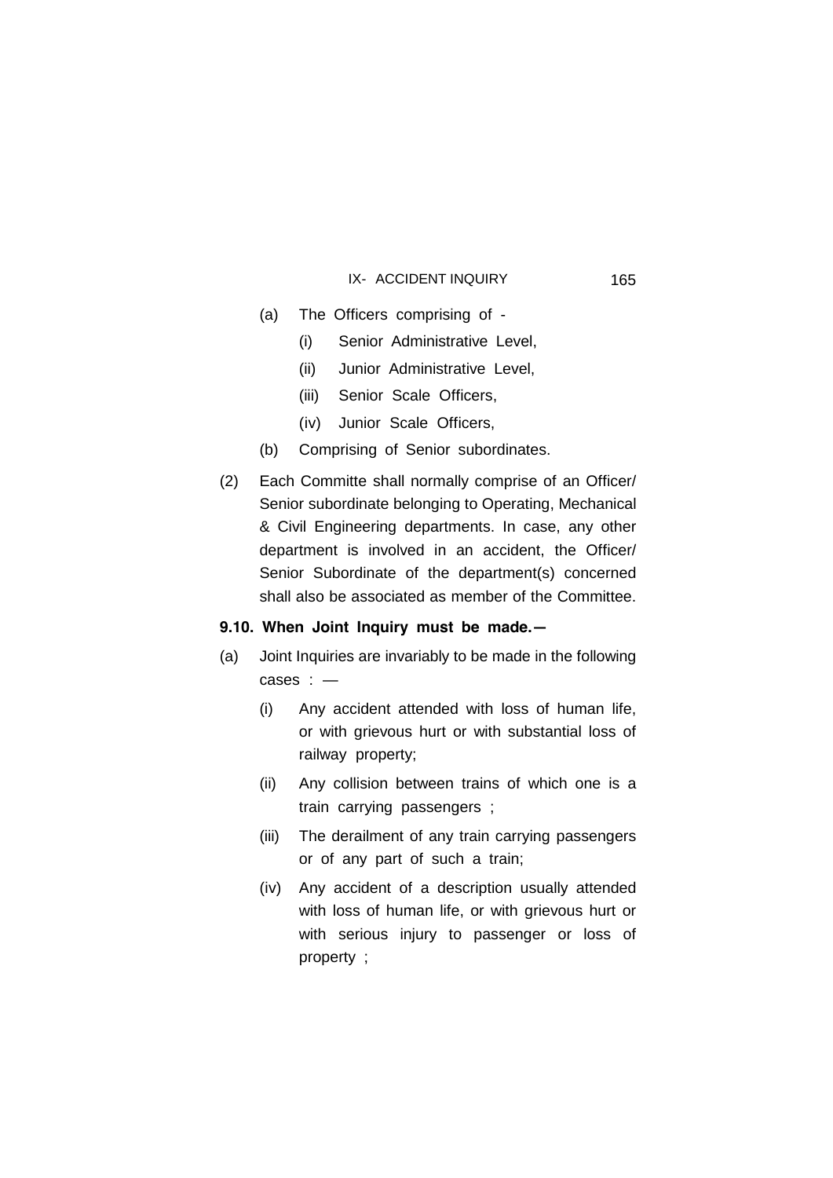(a) The Officers comprising of -

   (i) Senior Administrative Level,

   (ii) Junior Administrative Level,

   (iii) Senior Scale Officers,

   (iv) Junior Scale Officers,

(b) Comprising of Senior subordinates.

(2) Each Committe shall normally comprise of an Officer/ Senior subordinate belonging to Operating, Mechanical & Civil Engineering departments. In case, any other department is involved in an accident, the Officer/ Senior Subordinate of the department(s) concerned shall also be associated as member of the Committee.

**9.10. When Joint Inquiry must be made.—**

(a) Joint Inquiries are invariably to be made in the following cases : —

   (i) Any accident attended with loss of human life, or with grievous hurt or with substantial loss of railway property;

   (ii) Any collision between trains of which one is a train carrying passengers ;

   (iii) The derailment of any train carrying passengers or of any part of such a train;

   (iv) Any accident of a description usually attended with loss of human life, or with grievous hurt or with serious injury to passenger or loss of property ;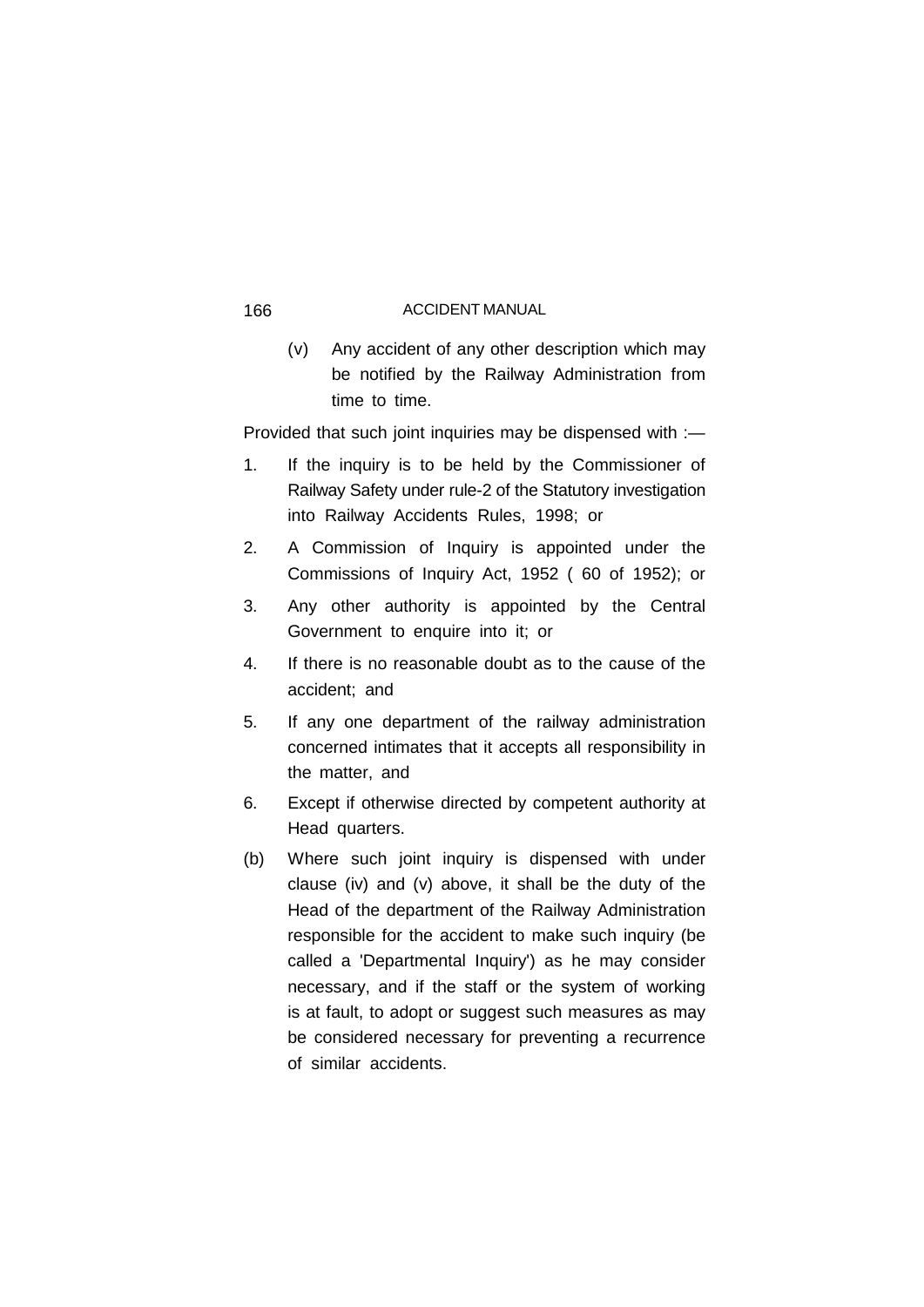(v) Any accident of any other description which may be notified by the Railway Administration from time to time.

Provided that such joint inquiries may be dispensed with :—

1. If the inquiry is to be held by the Commissioner of Railway Safety under rule-2 of the Statutory investigation into Railway Accidents Rules, 1998; or
2. A Commission of Inquiry is appointed under the Commissions of Inquiry Act, 1952 ( 60 of 1952); or
3. Any other authority is appointed by the Central Government to enquire into it; or
4. If there is no reasonable doubt as to the cause of the accident; and
5. If any one department of the railway administration concerned intimates that it accepts all responsibility in the matter, and
6. Except if otherwise directed by competent authority at Head quarters.

(b) Where such joint inquiry is dispensed with under clause (iv) and (v) above, it shall be the duty of the Head of the department of the Railway Administration responsible for the accident to make such inquiry (be called a 'Departmental Inquiry') as he may consider necessary, and if the staff or the system of working is at fault, to adopt or suggest such measures as may be considered necessary for preventing a recurrence of similar accidents.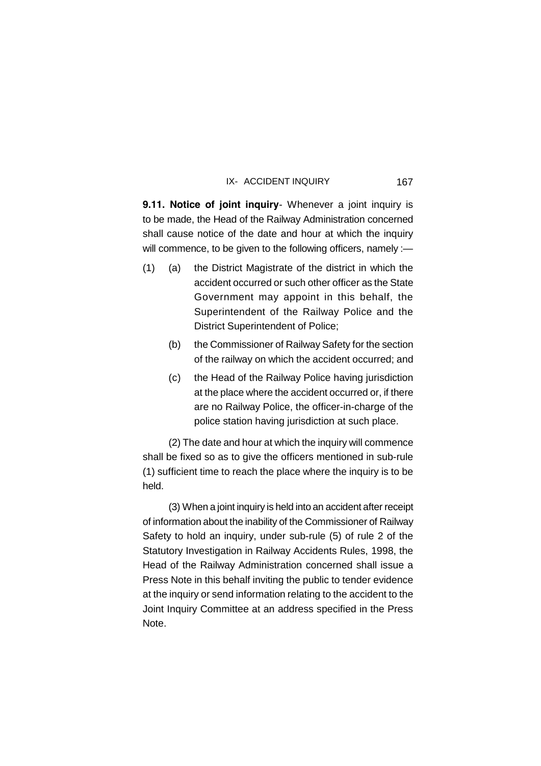**9.11. Notice of joint inquiry**- Whenever a joint inquiry is to be made, the Head of the Railway Administration concerned shall cause notice of the date and hour at which the inquiry will commence, to be given to the following officers, namely :—

(1) (a) the District Magistrate of the district in which the accident occurred or such other officer as the State Government may appoint in this behalf, the Superintendent of the Railway Police and the District Superintendent of Police;

(b) the Commissioner of Railway Safety for the section of the railway on which the accident occurred; and

(c) the Head of the Railway Police having jurisdiction at the place where the accident occurred or, if there are no Railway Police, the officer-in-charge of the police station having jurisdiction at such place.

(2) The date and hour at which the inquiry will commence shall be fixed so as to give the officers mentioned in sub-rule (1) sufficient time to reach the place where the inquiry is to be held.

(3) When a joint inquiry is held into an accident after receipt of information about the inability of the Commissioner of Railway Safety to hold an inquiry, under sub-rule (5) of rule 2 of the Statutory Investigation in Railway Accidents Rules, 1998, the Head of the Railway Administration concerned shall issue a Press Note in this behalf inviting the public to tender evidence at the inquiry or send information relating to the accident to the Joint Inquiry Committee at an address specified in the Press Note.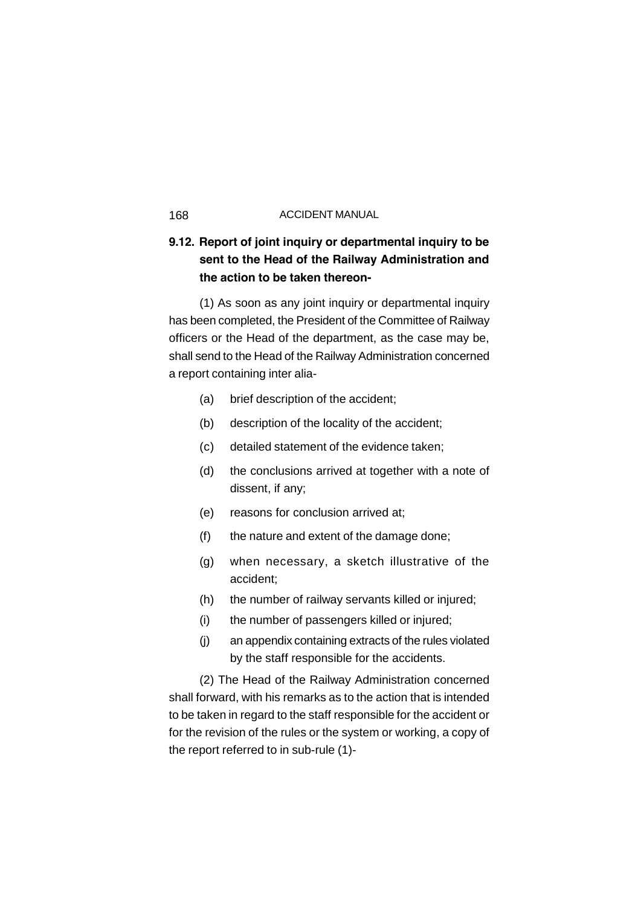**9.12. Report of joint inquiry or departmental inquiry to be sent to the Head of the Railway Administration and the action to be taken thereon-**

(1) As soon as any joint inquiry or departmental inquiry has been completed, the President of the Committee of Railway officers or the Head of the department, as the case may be, shall send to the Head of the Railway Administration concerned a report containing inter alia-

(a) brief description of the accident;

(b) description of the locality of the accident;

(c) detailed statement of the evidence taken;

(d) the conclusions arrived at together with a note of dissent, if any;

(e) reasons for conclusion arrived at;

(f) the nature and extent of the damage done;

(g) when necessary, a sketch illustrative of the accident;

(h) the number of railway servants killed or injured;

(i) the number of passengers killed or injured;

(j) an appendix containing extracts of the rules violated by the staff responsible for the accidents.

(2) The Head of the Railway Administration concerned shall forward, with his remarks as to the action that is intended to be taken in regard to the staff responsible for the accident or for the revision of the rules or the system or working, a copy of the report referred to in sub-rule (1)-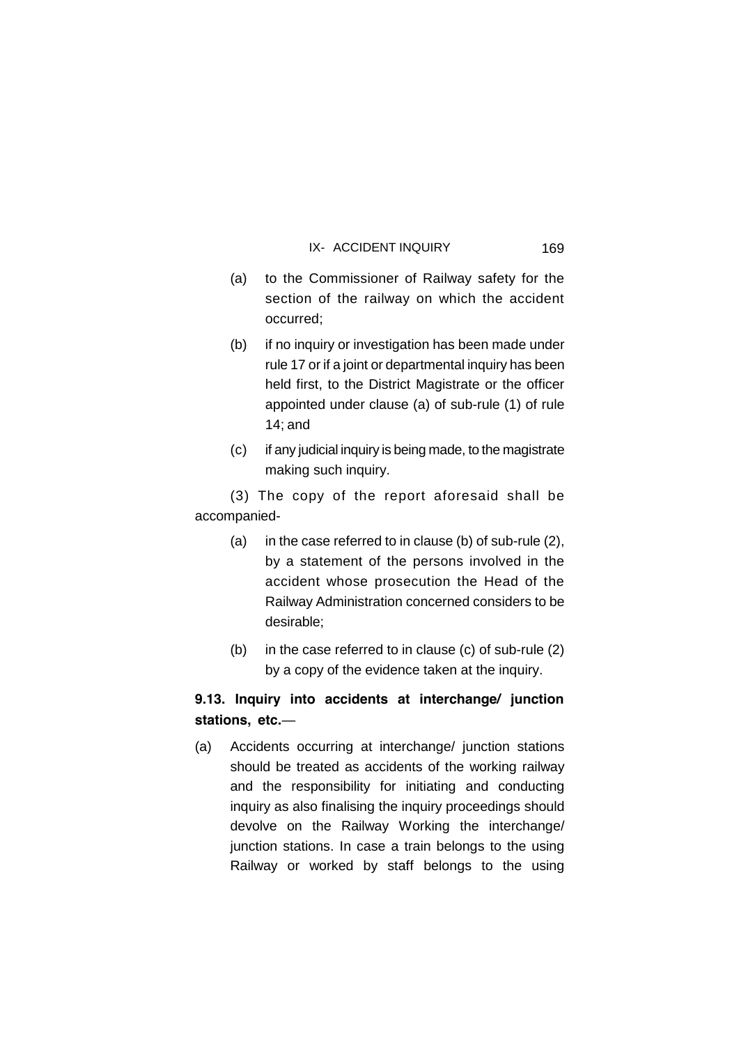(a) to the Commissioner of Railway safety for the section of the railway on which the accident occurred;

(b) if no inquiry or investigation has been made under rule 17 or if a joint or departmental inquiry has been held first, to the District Magistrate or the officer appointed under clause (a) of sub-rule (1) of rule 14; and

(c) if any judicial inquiry is being made, to the magistrate making such inquiry.

(3) The copy of the report aforesaid shall be accompanied-

(a) in the case referred to in clause (b) of sub-rule (2), by a statement of the persons involved in the accident whose prosecution the Head of the Railway Administration concerned considers to be desirable;

(b) in the case referred to in clause (c) of sub-rule (2) by a copy of the evidence taken at the inquiry.

**9.13. Inquiry into accidents at interchange/ junction stations, etc.**—

(a) Accidents occurring at interchange/ junction stations should be treated as accidents of the working railway and the responsibility for initiating and conducting inquiry as also finalising the inquiry proceedings should devolve on the Railway Working the interchange/ junction stations. In case a train belongs to the using Railway or worked by staff belongs to the using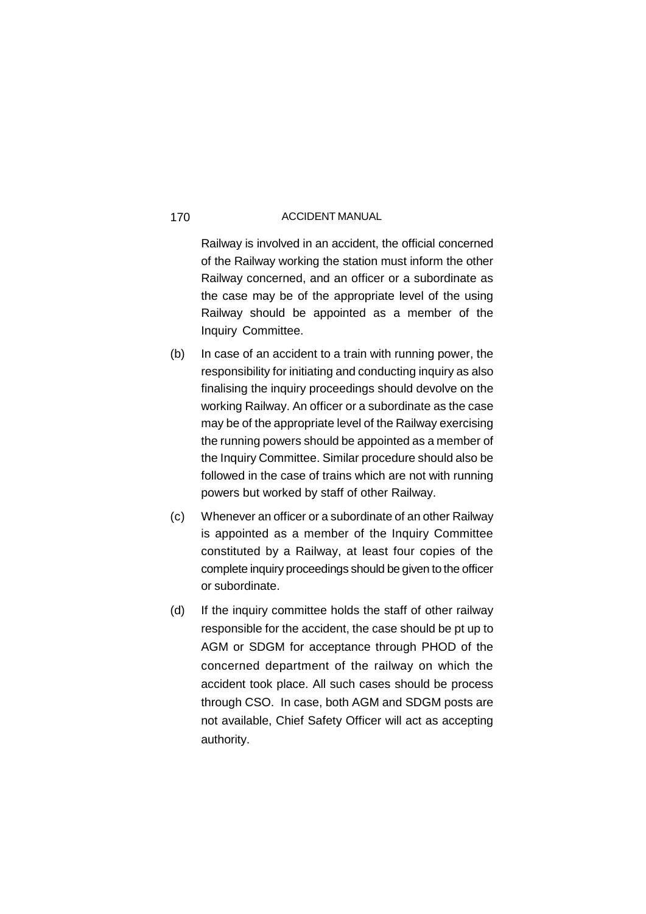Railway is involved in an accident, the official concerned of the Railway working the station must inform the other Railway concerned, and an officer or a subordinate as the case may be of the appropriate level of the using Railway should be appointed as a member of the Inquiry Committee.

(b) In case of an accident to a train with running power, the responsibility for initiating and conducting inquiry as also finalising the inquiry proceedings should devolve on the working Railway. An officer or a subordinate as the case may be of the appropriate level of the Railway exercising the running powers should be appointed as a member of the Inquiry Committee. Similar procedure should also be followed in the case of trains which are not with running powers but worked by staff of other Railway.

(c) Whenever an officer or a subordinate of an other Railway is appointed as a member of the Inquiry Committee constituted by a Railway, at least four copies of the complete inquiry proceedings should be given to the officer or subordinate.

(d) If the inquiry committee holds the staff of other railway responsible for the accident, the case should be pt up to AGM or SDGM for acceptance through PHOD of the concerned department of the railway on which the accident took place. All such cases should be process through CSO. In case, both AGM and SDGM posts are not available, Chief Safety Officer will act as accepting authority.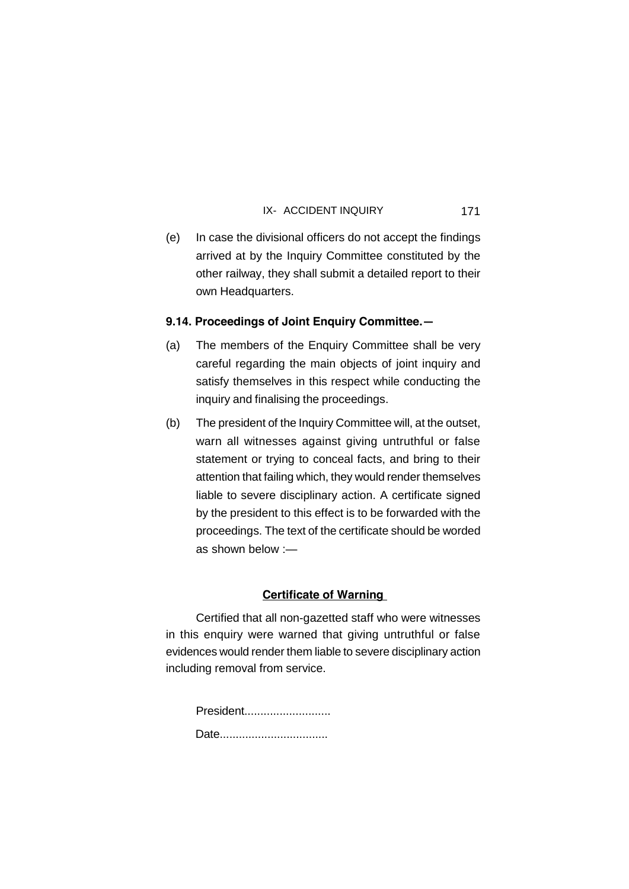(e) In case the divisional officers do not accept the findings arrived at by the Inquiry Committee constituted by the other railway, they shall submit a detailed report to their own Headquarters.

### 9.14. Proceedings of Joint Enquiry Committee.—

(a) The members of the Enquiry Committee shall be very careful regarding the main objects of joint inquiry and satisfy themselves in this respect while conducting the inquiry and finalising the proceedings.

(b) The president of the Inquiry Committee will, at the outset, warn all witnesses against giving untruthful or false statement or trying to conceal facts, and bring to their attention that failing which, they would render themselves liable to severe disciplinary action. A certificate signed by the president to this effect is to be forwarded with the proceedings. The text of the certificate should be worded as shown below :—

**Certificate of Warning**

Certified that all non-gazetted staff who were witnesses in this enquiry were warned that giving untruthful or false evidences would render them liable to severe disciplinary action including removal from service.

President..........................

Date.................................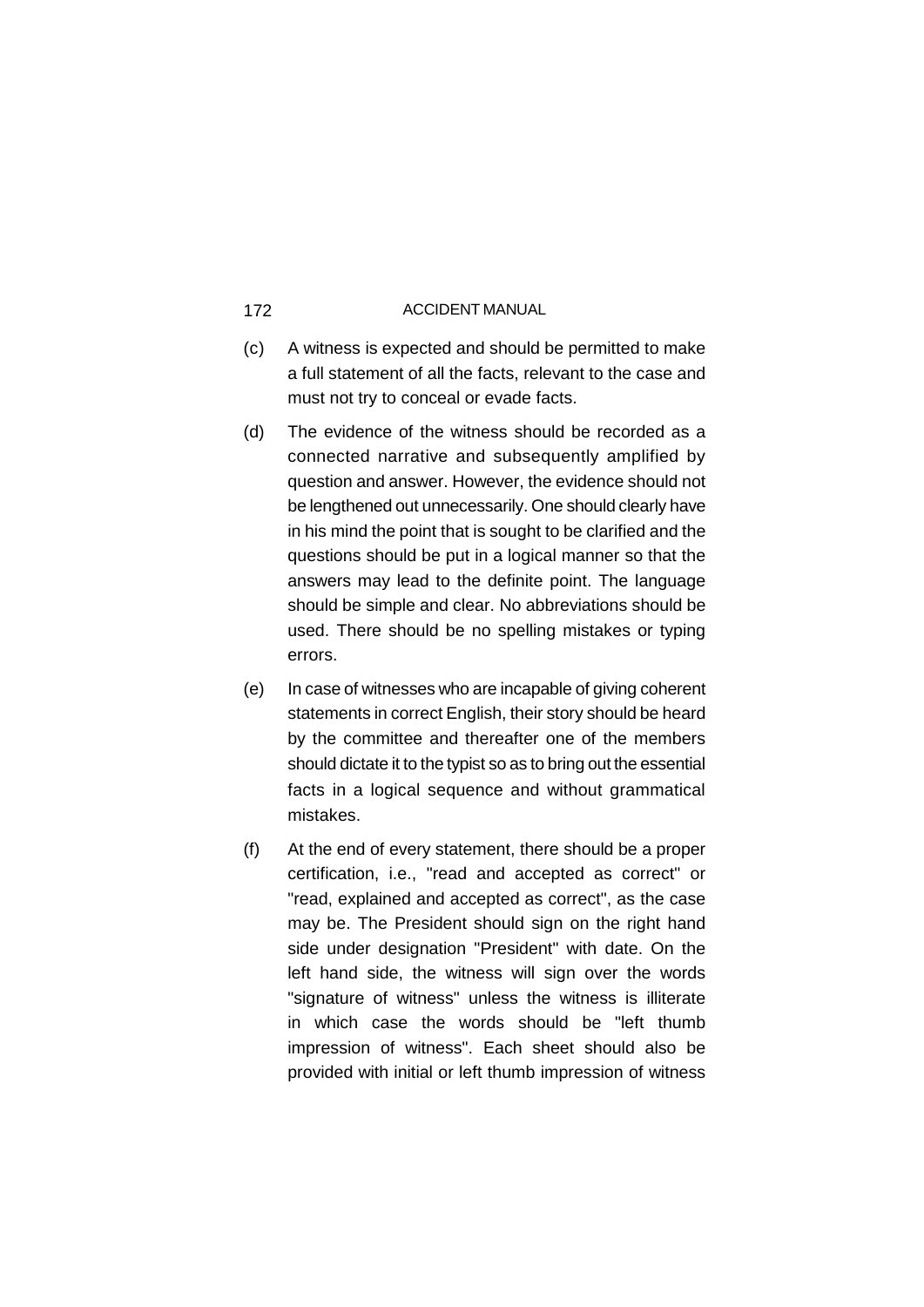(c) A witness is expected and should be permitted to make a full statement of all the facts, relevant to the case and must not try to conceal or evade facts.

(d) The evidence of the witness should be recorded as a connected narrative and subsequently amplified by question and answer. However, the evidence should not be lengthened out unnecessarily. One should clearly have in his mind the point that is sought to be clarified and the questions should be put in a logical manner so that the answers may lead to the definite point. The language should be simple and clear. No abbreviations should be used. There should be no spelling mistakes or typing errors.

(e) In case of witnesses who are incapable of giving coherent statements in correct English, their story should be heard by the committee and thereafter one of the members should dictate it to the typist so as to bring out the essential facts in a logical sequence and without grammatical mistakes.

(f) At the end of every statement, there should be a proper certification, i.e., "read and accepted as correct" or "read, explained and accepted as correct", as the case may be. The President should sign on the right hand side under designation "President" with date. On the left hand side, the witness will sign over the words "signature of witness" unless the witness is illiterate in which case the words should be "left thumb impression of witness". Each sheet should also be provided with initial or left thumb impression of witness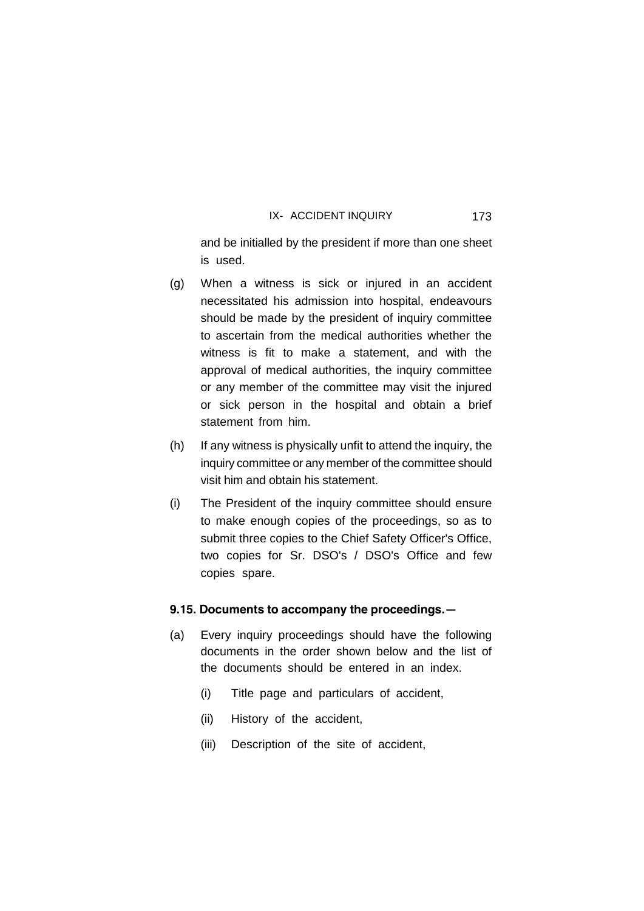and be initialled by the president if more than one sheet is used.

(g) When a witness is sick or injured in an accident necessitated his admission into hospital, endeavours should be made by the president of inquiry committee to ascertain from the medical authorities whether the witness is fit to make a statement, and with the approval of medical authorities, the inquiry committee or any member of the committee may visit the injured or sick person in the hospital and obtain a brief statement from him.

(h) If any witness is physically unfit to attend the inquiry, the inquiry committee or any member of the committee should visit him and obtain his statement.

(i) The President of the inquiry committee should ensure to make enough copies of the proceedings, so as to submit three copies to the Chief Safety Officer's Office, two copies for Sr. DSO's / DSO's Office and few copies spare.

**9.15. Documents to accompany the proceedings.—**

(a) Every inquiry proceedings should have the following documents in the order shown below and the list of the documents should be entered in an index.

   (i) Title page and particulars of accident,

   (ii) History of the accident,

   (iii) Description of the site of accident,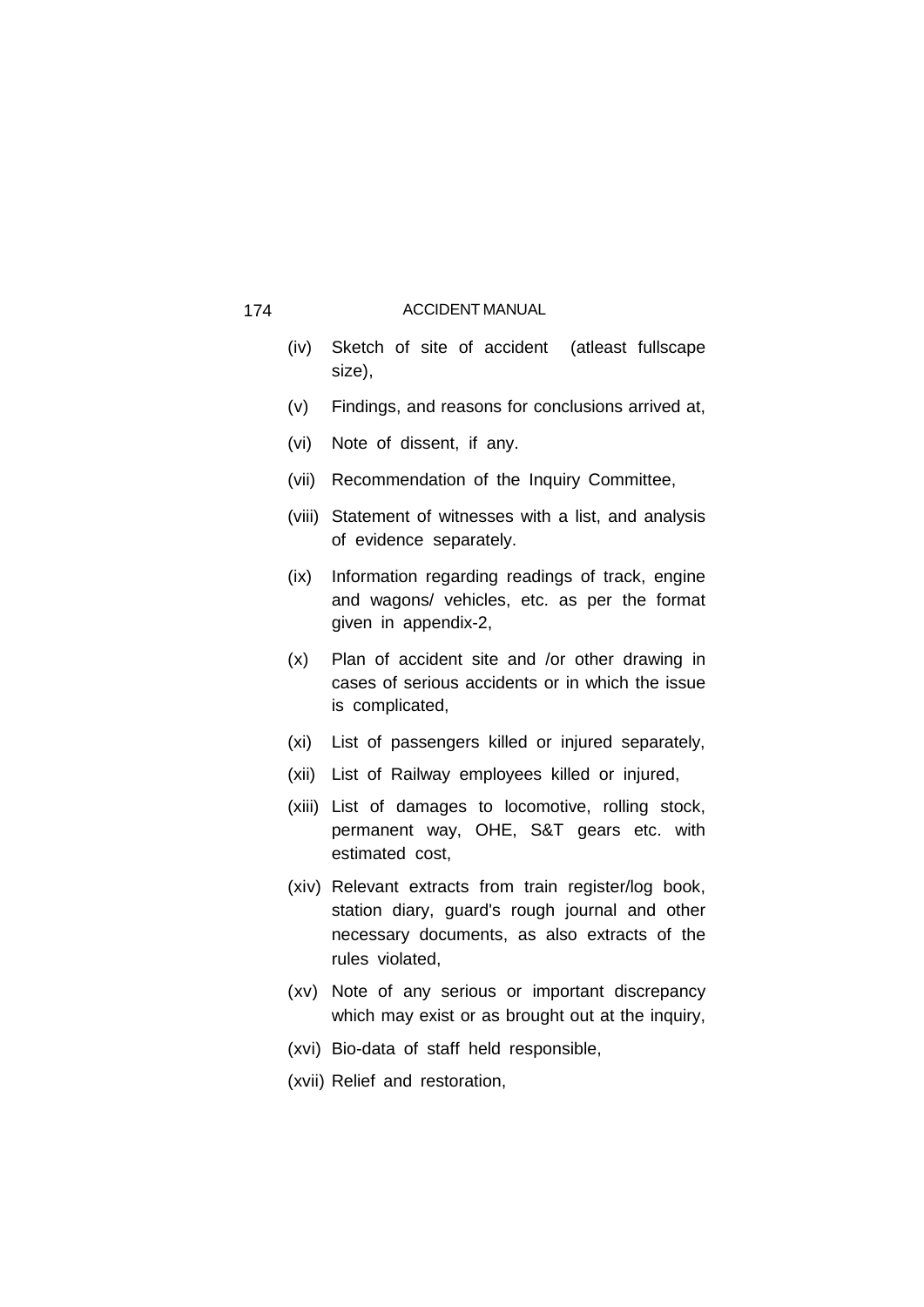(iv) Sketch of site of accident (atleast fullscape size),

(v) Findings, and reasons for conclusions arrived at,

(vi) Note of dissent, if any.

(vii) Recommendation of the Inquiry Committee,

(viii) Statement of witnesses with a list, and analysis of evidence separately.

(ix) Information regarding readings of track, engine and wagons/ vehicles, etc. as per the format given in appendix-2,

(x) Plan of accident site and /or other drawing in cases of serious accidents or in which the issue is complicated,

(xi) List of passengers killed or injured separately,

(xii) List of Railway employees killed or injured,

(xiii) List of damages to locomotive, rolling stock, permanent way, OHE, S&T gears etc. with estimated cost,

(xiv) Relevant extracts from train register/log book, station diary, guard's rough journal and other necessary documents, as also extracts of the rules violated,

(xv) Note of any serious or important discrepancy which may exist or as brought out at the inquiry,

(xvi) Bio-data of staff held responsible,

(xvii) Relief and restoration,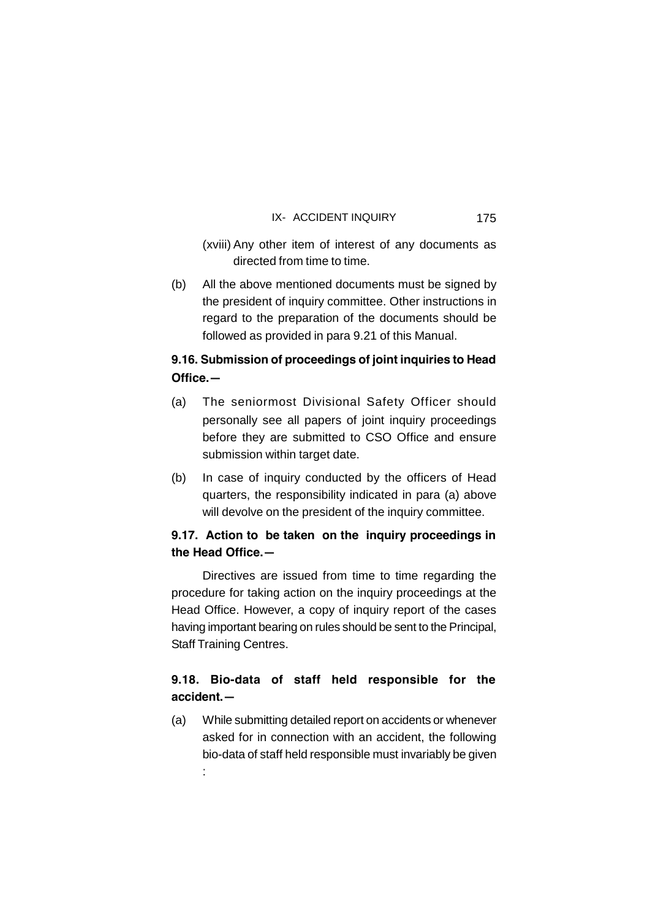(xviii) Any other item of interest of any documents as directed from time to time.

(b) All the above mentioned documents must be signed by the president of inquiry committee. Other instructions in regard to the preparation of the documents should be followed as provided in para 9.21 of this Manual.

**9.16. Submission of proceedings of joint inquiries to Head Office.—**

(a) The seniormost Divisional Safety Officer should personally see all papers of joint inquiry proceedings before they are submitted to CSO Office and ensure submission within target date.

(b) In case of inquiry conducted by the officers of Head quarters, the responsibility indicated in para (a) above will devolve on the president of the inquiry committee.

**9.17. Action to be taken on the inquiry proceedings in the Head Office.—**

Directives are issued from time to time regarding the procedure for taking action on the inquiry proceedings at the Head Office. However, a copy of inquiry report of the cases having important bearing on rules should be sent to the Principal, Staff Training Centres.

**9.18. Bio-data of staff held responsible for the accident.—**

(a) While submitting detailed report on accidents or whenever asked for in connection with an accident, the following bio-data of staff held responsible must invariably be given :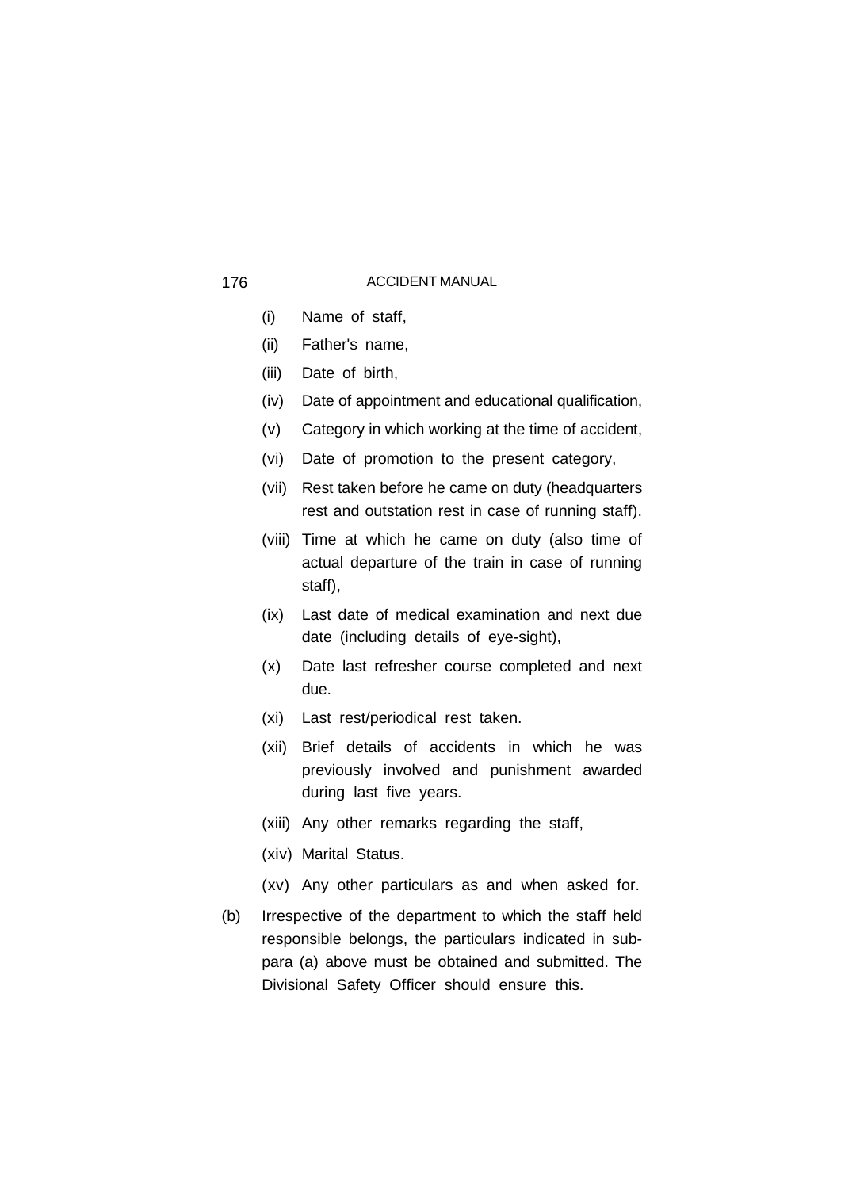(i) Name of staff,

(ii) Father's name,

(iii) Date of birth,

(iv) Date of appointment and educational qualification,

(v) Category in which working at the time of accident,

(vi) Date of promotion to the present category,

(vii) Rest taken before he came on duty (headquarters rest and outstation rest in case of running staff).

(viii) Time at which he came on duty (also time of actual departure of the train in case of running staff),

(ix) Last date of medical examination and next due date (including details of eye-sight),

(x) Date last refresher course completed and next due.

(xi) Last rest/periodical rest taken.

(xii) Brief details of accidents in which he was previously involved and punishment awarded during last five years.

(xiii) Any other remarks regarding the staff,

(xiv) Marital Status.

(xv) Any other particulars as and when asked for.

(b) Irrespective of the department to which the staff held responsible belongs, the particulars indicated in sub-para (a) above must be obtained and submitted. The Divisional Safety Officer should ensure this.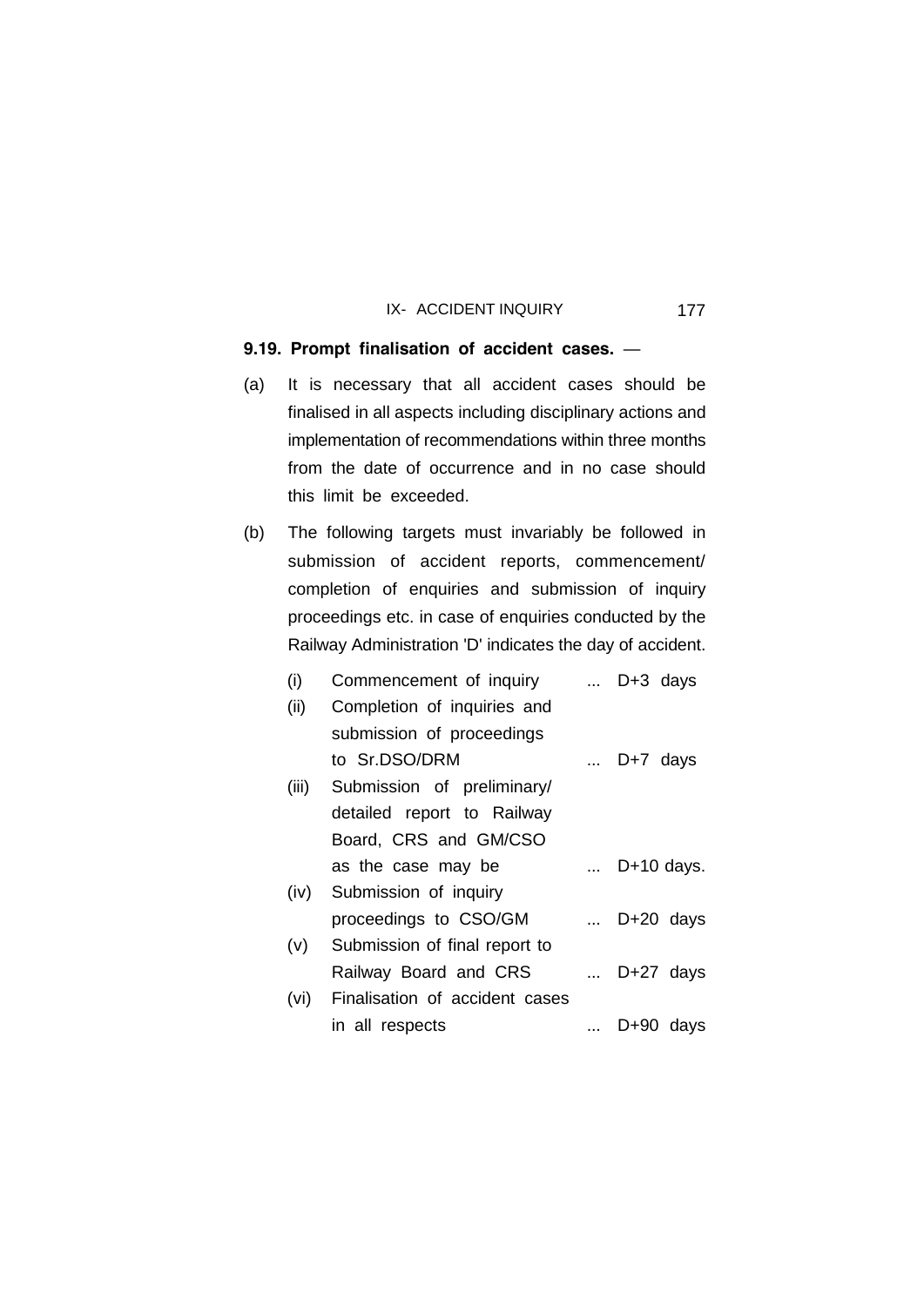**9.19. Prompt finalisation of accident cases.** —

(a) It is necessary that all accident cases should be finalised in all aspects including disciplinary actions and implementation of recommendations within three months from the date of occurrence and in no case should this limit be exceeded.

(b) The following targets must invariably be followed in submission of accident reports, commencement/ completion of enquiries and submission of inquiry proceedings etc. in case of enquiries conducted by the Railway Administration 'D' indicates the day of accident.

| | | | |
|---|---|---|---|
| (i) | Commencement of inquiry | ... | D+3 days |
| (ii) | Completion of inquiries and submission of proceedings to Sr.DSO/DRM | ... | D+7 days |
| (iii) | Submission of preliminary/ detailed report to Railway Board, CRS and GM/CSO as the case may be | ... | D+10 days. |
| (iv) | Submission of inquiry proceedings to CSO/GM | ... | D+20 days |
| (v) | Submission of final report to Railway Board and CRS | ... | D+27 days |
| (vi) | Finalisation of accident cases in all respects | ... | D+90 days |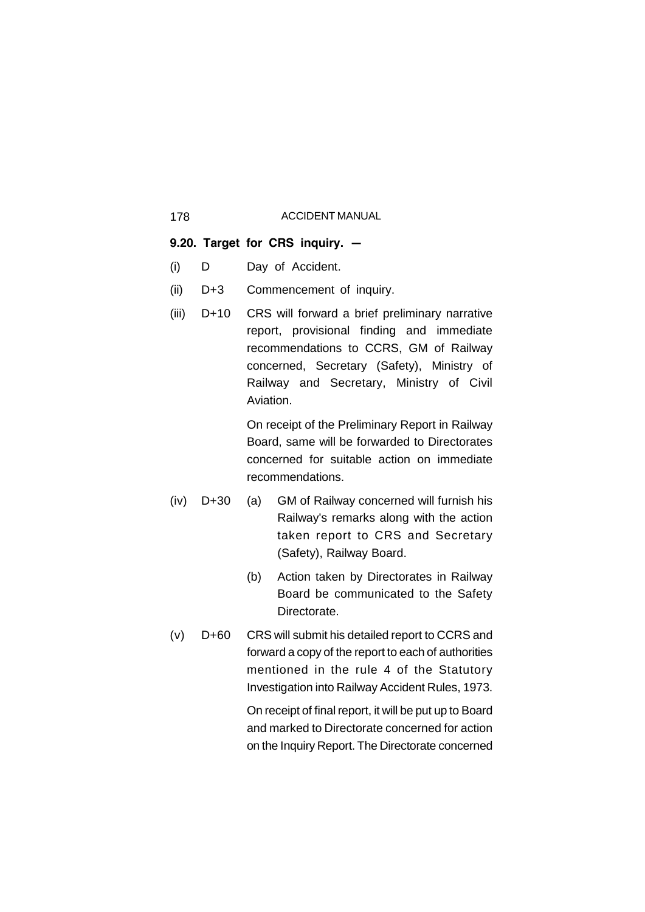**9.20. Target for CRS inquiry. —**

(i) D Day of Accident.

(ii) D+3 Commencement of inquiry.

(iii) D+10 CRS will forward a brief preliminary narrative report, provisional finding and immediate recommendations to CCRS, GM of Railway concerned, Secretary (Safety), Ministry of Railway and Secretary, Ministry of Civil Aviation.

On receipt of the Preliminary Report in Railway Board, same will be forwarded to Directorates concerned for suitable action on immediate recommendations.

(iv) D+30 (a) GM of Railway concerned will furnish his Railway's remarks along with the action taken report to CRS and Secretary (Safety), Railway Board.

(b) Action taken by Directorates in Railway Board be communicated to the Safety Directorate.

(v) D+60 CRS will submit his detailed report to CCRS and forward a copy of the report to each of authorities mentioned in the rule 4 of the Statutory Investigation into Railway Accident Rules, 1973.

On receipt of final report, it will be put up to Board and marked to Directorate concerned for action on the Inquiry Report. The Directorate concerned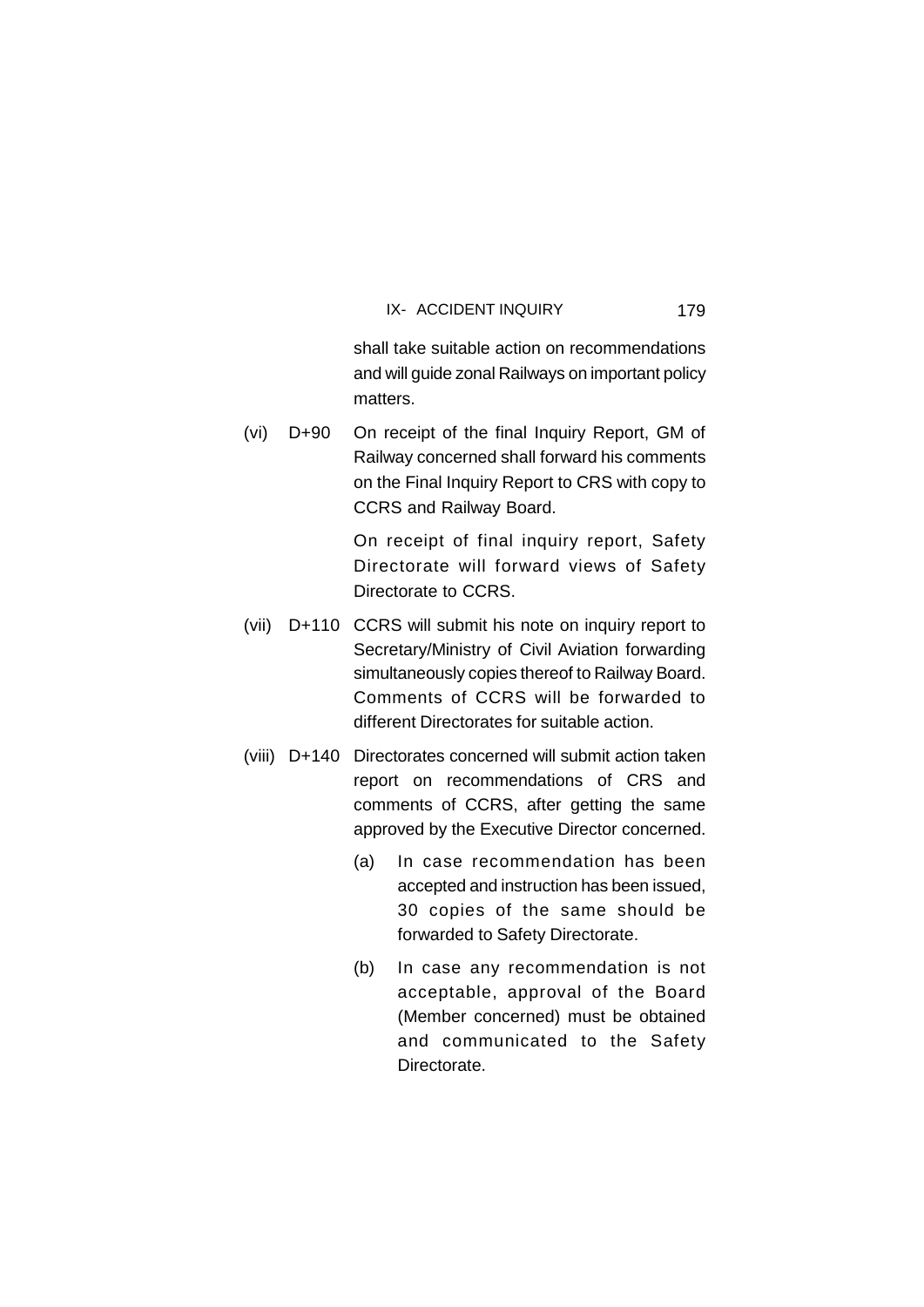shall take suitable action on recommendations and will guide zonal Railways on important policy matters.

(vi) D+90 On receipt of the final Inquiry Report, GM of Railway concerned shall forward his comments on the Final Inquiry Report to CRS with copy to CCRS and Railway Board.

On receipt of final inquiry report, Safety Directorate will forward views of Safety Directorate to CCRS.

(vii) D+110 CCRS will submit his note on inquiry report to Secretary/Ministry of Civil Aviation forwarding simultaneously copies thereof to Railway Board. Comments of CCRS will be forwarded to different Directorates for suitable action.

(viii) D+140 Directorates concerned will submit action taken report on recommendations of CRS and comments of CCRS, after getting the same approved by the Executive Director concerned.

(a) In case recommendation has been accepted and instruction has been issued, 30 copies of the same should be forwarded to Safety Directorate.

(b) In case any recommendation is not acceptable, approval of the Board (Member concerned) must be obtained and communicated to the Safety Directorate.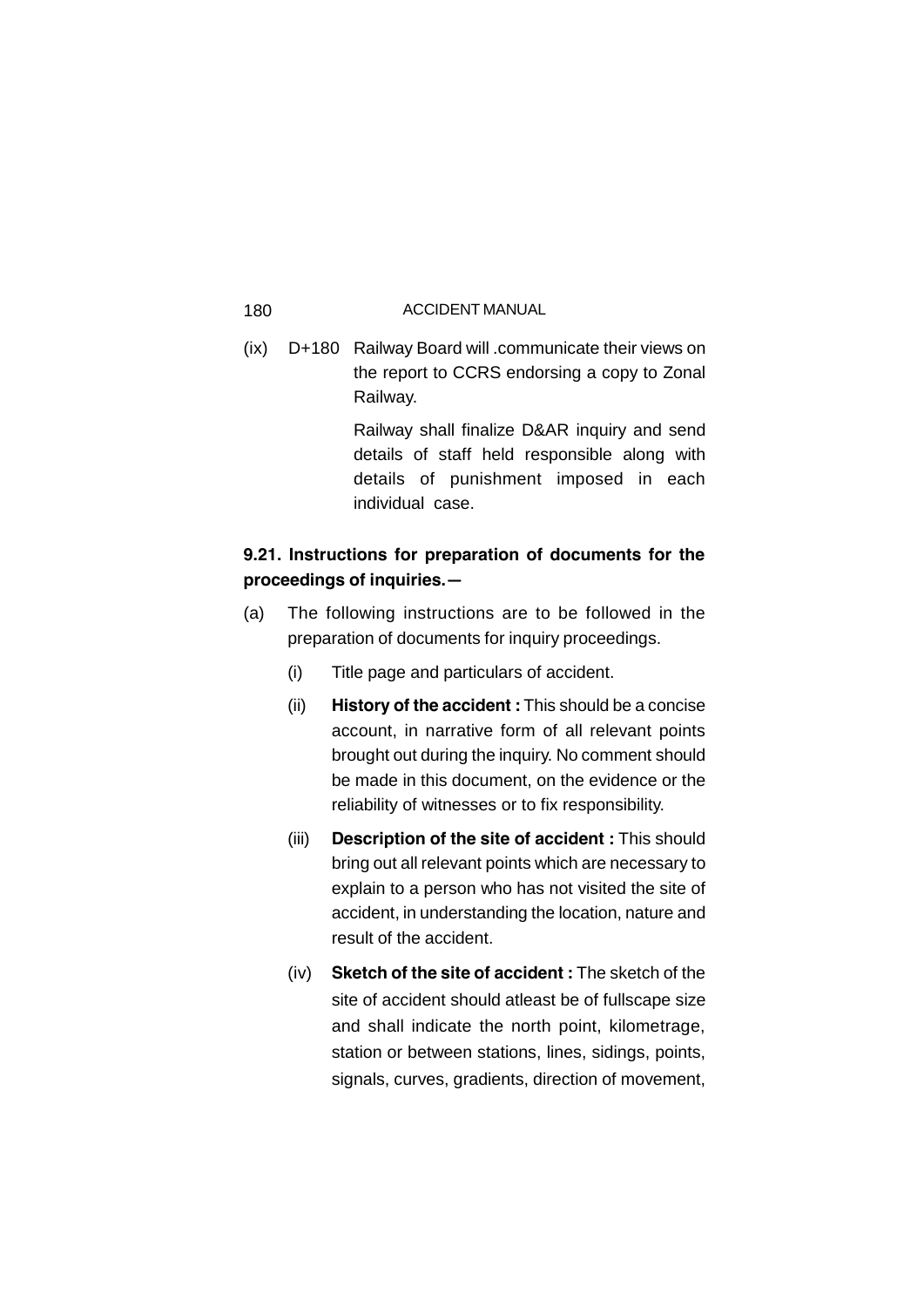(ix) D+180 Railway Board will .communicate their views on the report to CCRS endorsing a copy to Zonal Railway.

Railway shall finalize D&AR inquiry and send details of staff held responsible along with details of punishment imposed in each individual case.

**9.21. Instructions for preparation of documents for the proceedings of inquiries.—**

(a) The following instructions are to be followed in the preparation of documents for inquiry proceedings.

(i) Title page and particulars of accident.

(ii) **History of the accident :** This should be a concise account, in narrative form of all relevant points brought out during the inquiry. No comment should be made in this document, on the evidence or the reliability of witnesses or to fix responsibility.

(iii) **Description of the site of accident :** This should bring out all relevant points which are necessary to explain to a person who has not visited the site of accident, in understanding the location, nature and result of the accident.

(iv) **Sketch of the site of accident :** The sketch of the site of accident should atleast be of fullscape size and shall indicate the north point, kilometrage, station or between stations, lines, sidings, points, signals, curves, gradients, direction of movement,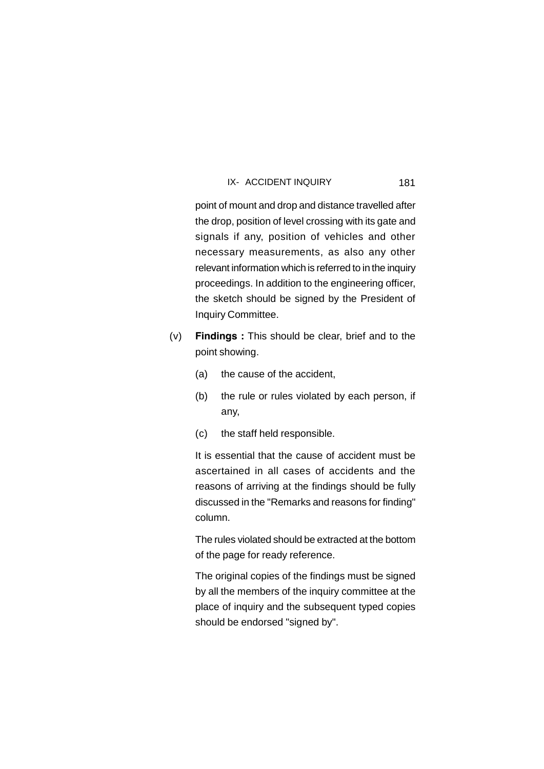point of mount and drop and distance travelled after the drop, position of level crossing with its gate and signals if any, position of vehicles and other necessary measurements, as also any other relevant information which is referred to in the inquiry proceedings. In addition to the engineering officer, the sketch should be signed by the President of Inquiry Committee.

(v) **Findings :** This should be clear, brief and to the point showing.

- (a) the cause of the accident,
- (b) the rule or rules violated by each person, if any,
- (c) the staff held responsible.

It is essential that the cause of accident must be ascertained in all cases of accidents and the reasons of arriving at the findings should be fully discussed in the "Remarks and reasons for finding" column.

The rules violated should be extracted at the bottom of the page for ready reference.

The original copies of the findings must be signed by all the members of the inquiry committee at the place of inquiry and the subsequent typed copies should be endorsed "signed by".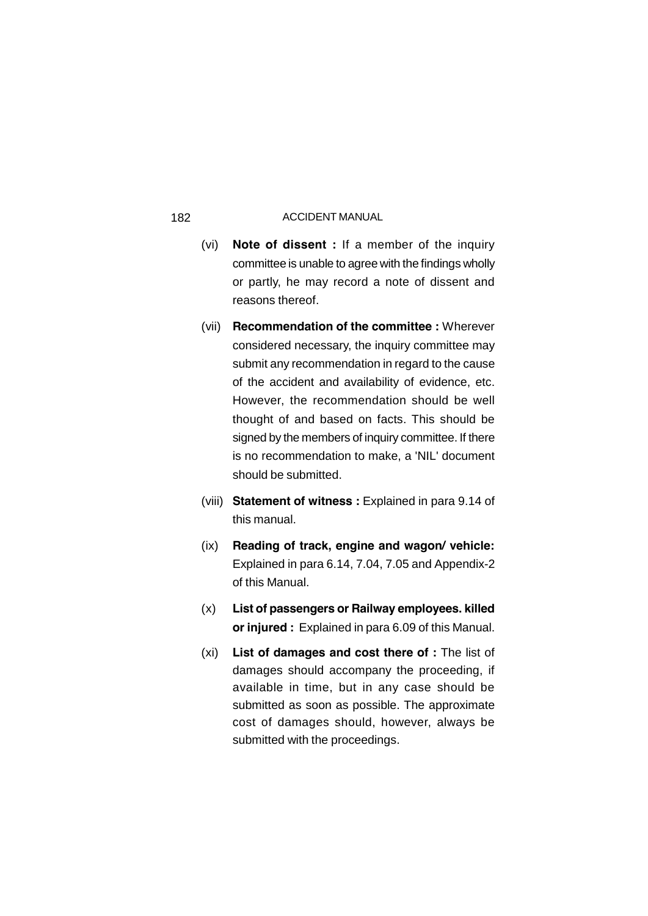(vi) **Note of dissent :** If a member of the inquiry committee is unable to agree with the findings wholly or partly, he may record a note of dissent and reasons thereof.

(vii) **Recommendation of the committee :** Wherever considered necessary, the inquiry committee may submit any recommendation in regard to the cause of the accident and availability of evidence, etc. However, the recommendation should be well thought of and based on facts. This should be signed by the members of inquiry committee. If there is no recommendation to make, a 'NIL' document should be submitted.

(viii) **Statement of witness :** Explained in para 9.14 of this manual.

(ix) **Reading of track, engine and wagon/ vehicle:** Explained in para 6.14, 7.04, 7.05 and Appendix-2 of this Manual.

(x) **List of passengers or Railway employees. killed or injured :** Explained in para 6.09 of this Manual.

(xi) **List of damages and cost there of :** The list of damages should accompany the proceeding, if available in time, but in any case should be submitted as soon as possible. The approximate cost of damages should, however, always be submitted with the proceedings.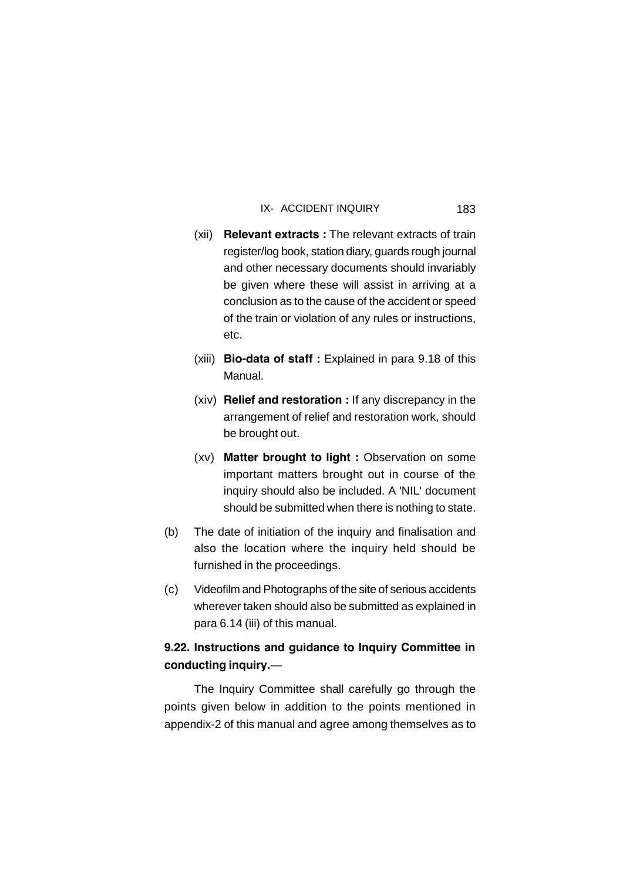(xii) **Relevant extracts :** The relevant extracts of train register/log book, station diary, guards rough journal and other necessary documents should invariably be given where these will assist in arriving at a conclusion as to the cause of the accident or speed of the train or violation of any rules or instructions, etc.

(xiii) **Bio-data of staff :** Explained in para 9.18 of this Manual.

(xiv) **Relief and restoration :** If any discrepancy in the arrangement of relief and restoration work, should be brought out.

(xv) **Matter brought to light :** Observation on some important matters brought out in course of the inquiry should also be included. A 'NIL' document should be submitted when there is nothing to state.

(b) The date of initiation of the inquiry and finalisation and also the location where the inquiry held should be furnished in the proceedings.

(c) Videofilm and Photographs of the site of serious accidents wherever taken should also be submitted as explained in para 6.14 (iii) of this manual.

**9.22. Instructions and guidance to Inquiry Committee in conducting inquiry.**—

The Inquiry Committee shall carefully go through the points given below in addition to the points mentioned in appendix-2 of this manual and agree among themselves as to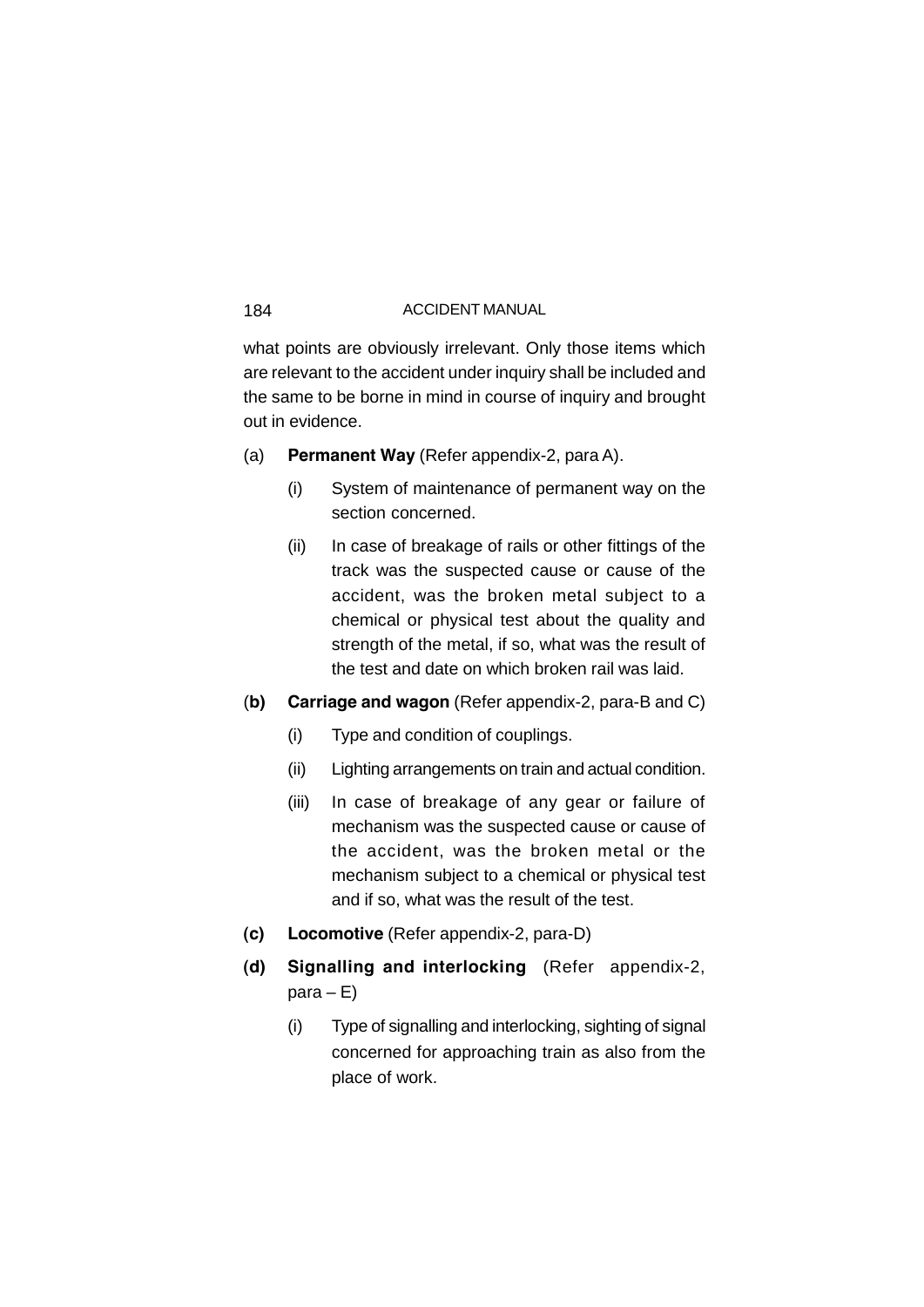what points are obviously irrelevant. Only those items which are relevant to the accident under inquiry shall be included and the same to be borne in mind in course of inquiry and brought out in evidence.

(a) **Permanent Way** (Refer appendix-2, para A).

  (i) System of maintenance of permanent way on the section concerned.

  (ii) In case of breakage of rails or other fittings of the track was the suspected cause or cause of the accident, was the broken metal subject to a chemical or physical test about the quality and strength of the metal, if so, what was the result of the test and date on which broken rail was laid.

(**b) Carriage and wagon** (Refer appendix-2, para-B and C)

  (i) Type and condition of couplings.

  (ii) Lighting arrangements on train and actual condition.

  (iii) In case of breakage of any gear or failure of mechanism was the suspected cause or cause of the accident, was the broken metal or the mechanism subject to a chemical or physical test and if so, what was the result of the test.

**(c) Locomotive** (Refer appendix-2, para-D)

**(d) Signalling and interlocking** (Refer appendix-2, para – E)

  (i) Type of signalling and interlocking, sighting of signal concerned for approaching train as also from the place of work.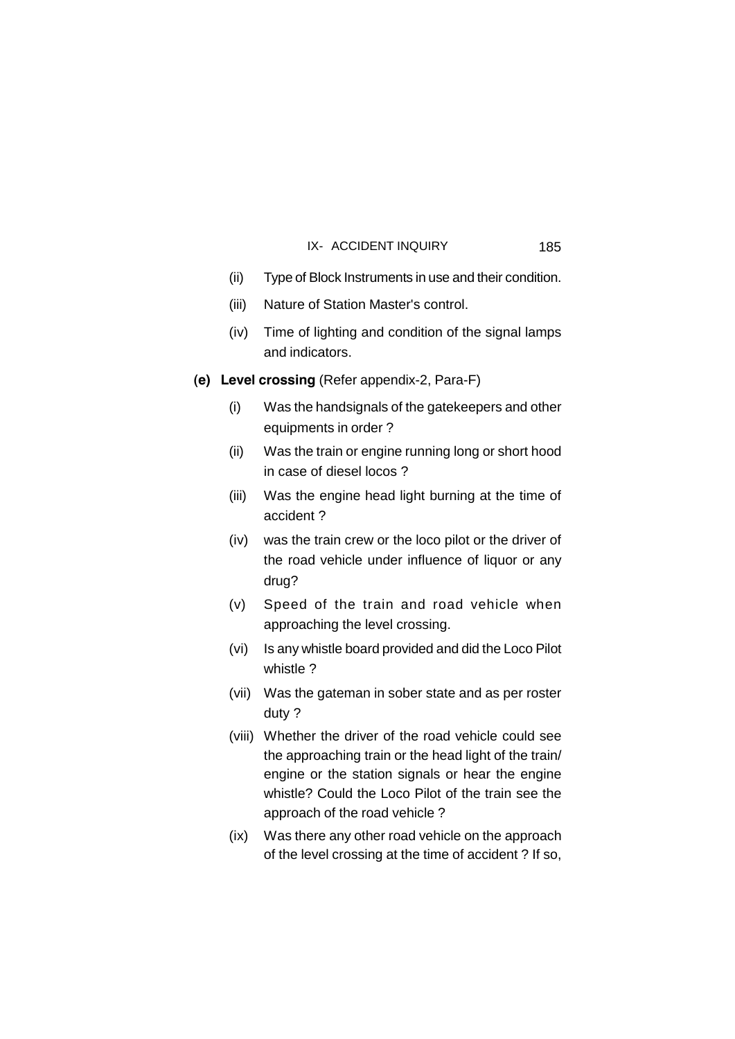(ii) Type of Block Instruments in use and their condition.

(iii) Nature of Station Master's control.

(iv) Time of lighting and condition of the signal lamps and indicators.

**(e) Level crossing** (Refer appendix-2, Para-F)

(i) Was the handsignals of the gatekeepers and other equipments in order ?

(ii) Was the train or engine running long or short hood in case of diesel locos ?

(iii) Was the engine head light burning at the time of accident ?

(iv) was the train crew or the loco pilot or the driver of the road vehicle under influence of liquor or any drug?

(v) Speed of the train and road vehicle when approaching the level crossing.

(vi) Is any whistle board provided and did the Loco Pilot whistle ?

(vii) Was the gateman in sober state and as per roster duty ?

(viii) Whether the driver of the road vehicle could see the approaching train or the head light of the train/ engine or the station signals or hear the engine whistle? Could the Loco Pilot of the train see the approach of the road vehicle ?

(ix) Was there any other road vehicle on the approach of the level crossing at the time of accident ? If so,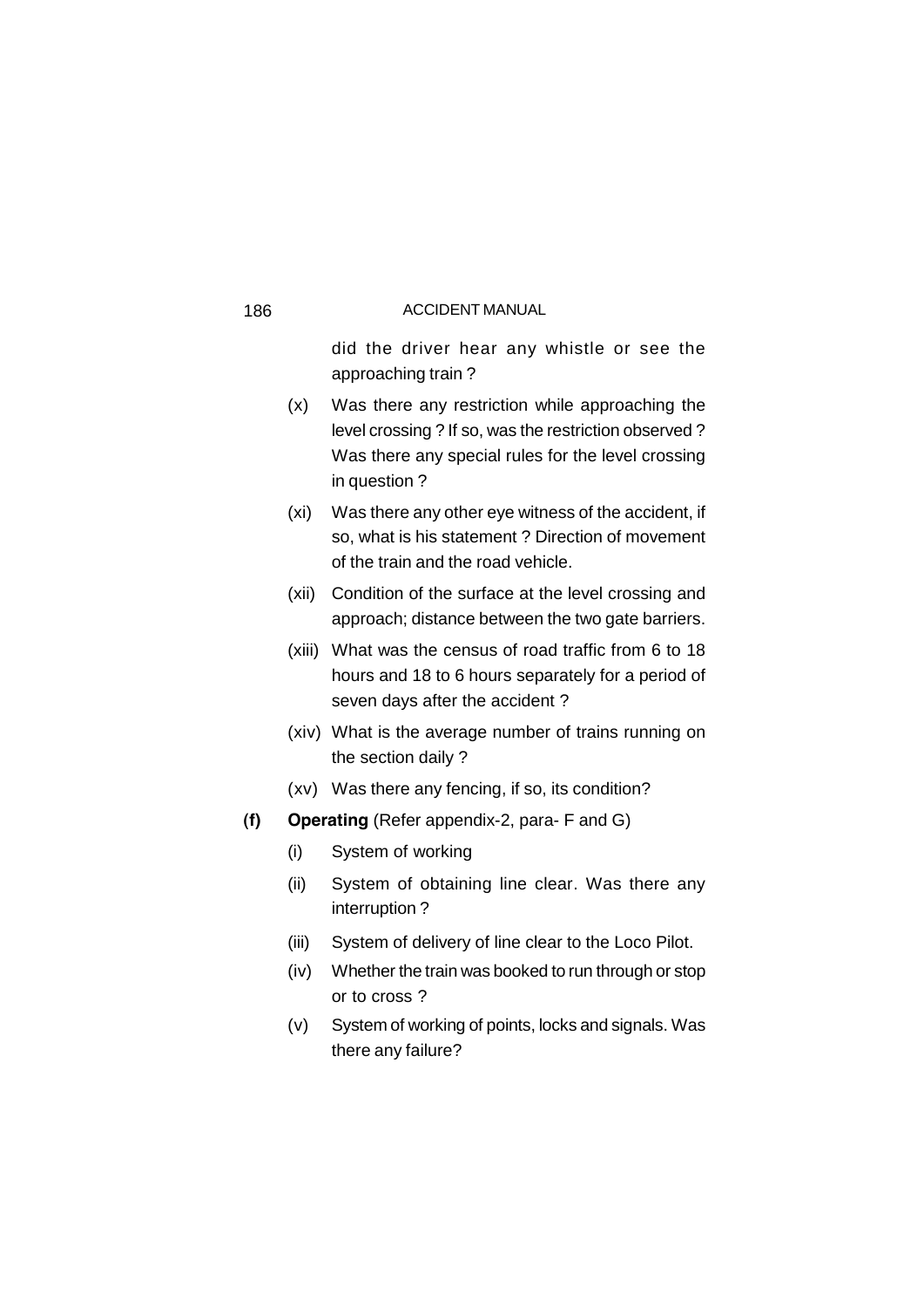did the driver hear any whistle or see the approaching train ?

(x) Was there any restriction while approaching the level crossing ? If so, was the restriction observed ? Was there any special rules for the level crossing in question ?

(xi) Was there any other eye witness of the accident, if so, what is his statement ? Direction of movement of the train and the road vehicle.

(xii) Condition of the surface at the level crossing and approach; distance between the two gate barriers.

(xiii) What was the census of road traffic from 6 to 18 hours and 18 to 6 hours separately for a period of seven days after the accident ?

(xiv) What is the average number of trains running on the section daily ?

(xv) Was there any fencing, if so, its condition?

**(f) Operating** (Refer appendix-2, para- F and G)

(i) System of working

(ii) System of obtaining line clear. Was there any interruption ?

(iii) System of delivery of line clear to the Loco Pilot.

(iv) Whether the train was booked to run through or stop or to cross ?

(v) System of working of points, locks and signals. Was there any failure?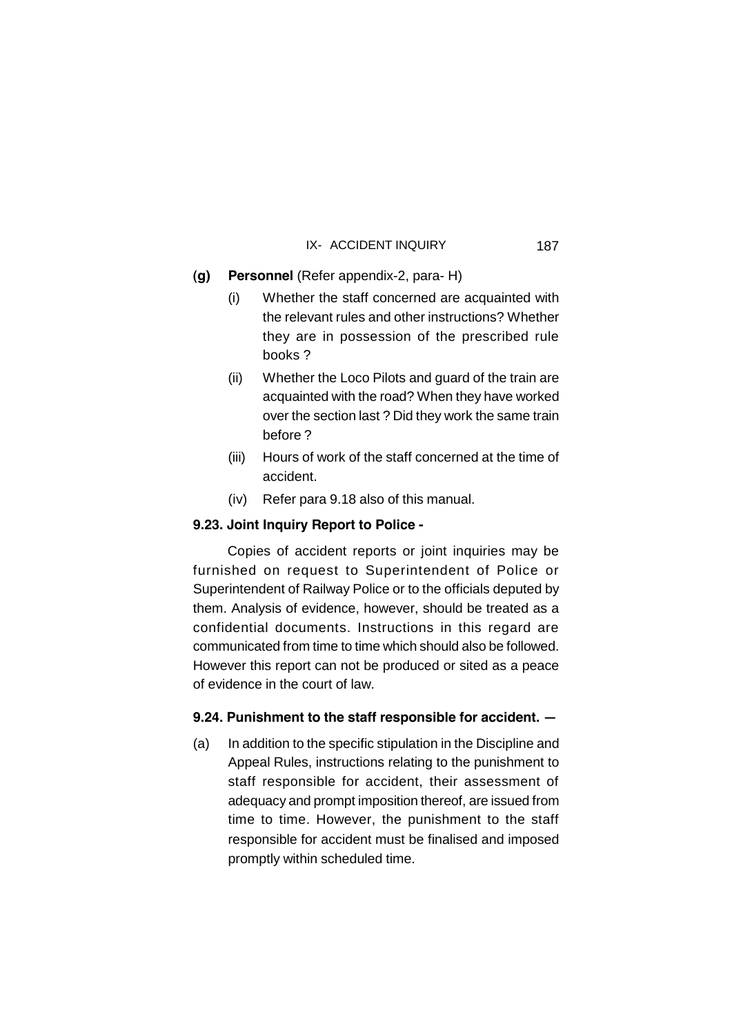**(g) Personnel** (Refer appendix-2, para- H)

(i) Whether the staff concerned are acquainted with the relevant rules and other instructions? Whether they are in possession of the prescribed rule books ?

(ii) Whether the Loco Pilots and guard of the train are acquainted with the road? When they have worked over the section last ? Did they work the same train before ?

(iii) Hours of work of the staff concerned at the time of accident.

(iv) Refer para 9.18 also of this manual.

**9.23. Joint Inquiry Report to Police -**

Copies of accident reports or joint inquiries may be furnished on request to Superintendent of Police or Superintendent of Railway Police or to the officials deputed by them. Analysis of evidence, however, should be treated as a confidential documents. Instructions in this regard are communicated from time to time which should also be followed. However this report can not be produced or sited as a peace of evidence in the court of law.

**9.24. Punishment to the staff responsible for accident. —**

(a) In addition to the specific stipulation in the Discipline and Appeal Rules, instructions relating to the punishment to staff responsible for accident, their assessment of adequacy and prompt imposition thereof, are issued from time to time. However, the punishment to the staff responsible for accident must be finalised and imposed promptly within scheduled time.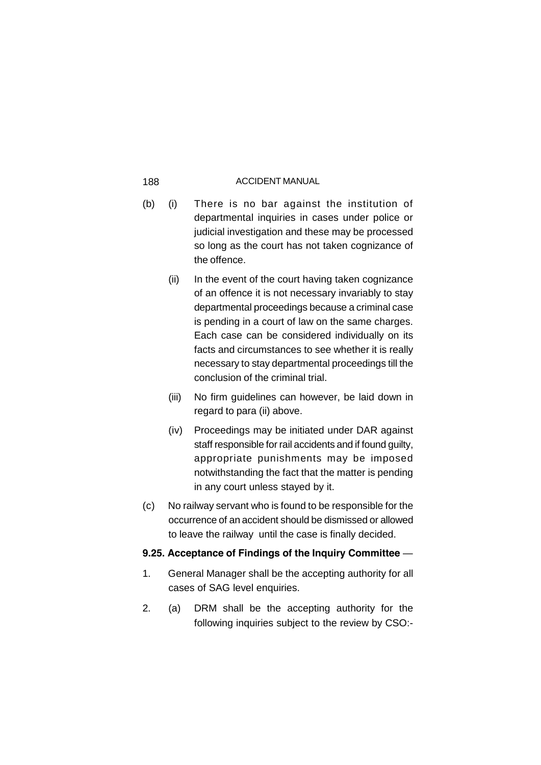(b) (i) There is no bar against the institution of departmental inquiries in cases under police or judicial investigation and these may be processed so long as the court has not taken cognizance of the offence.

(ii) In the event of the court having taken cognizance of an offence it is not necessary invariably to stay departmental proceedings because a criminal case is pending in a court of law on the same charges. Each case can be considered individually on its facts and circumstances to see whether it is really necessary to stay departmental proceedings till the conclusion of the criminal trial.

(iii) No firm guidelines can however, be laid down in regard to para (ii) above.

(iv) Proceedings may be initiated under DAR against staff responsible for rail accidents and if found guilty, appropriate punishments may be imposed notwithstanding the fact that the matter is pending in any court unless stayed by it.

(c) No railway servant who is found to be responsible for the occurrence of an accident should be dismissed or allowed to leave the railway until the case is finally decided.

**9.25. Acceptance of Findings of the Inquiry Committee** —

1. General Manager shall be the accepting authority for all cases of SAG level enquiries.

2. (a) DRM shall be the accepting authority for the following inquiries subject to the review by CSO:-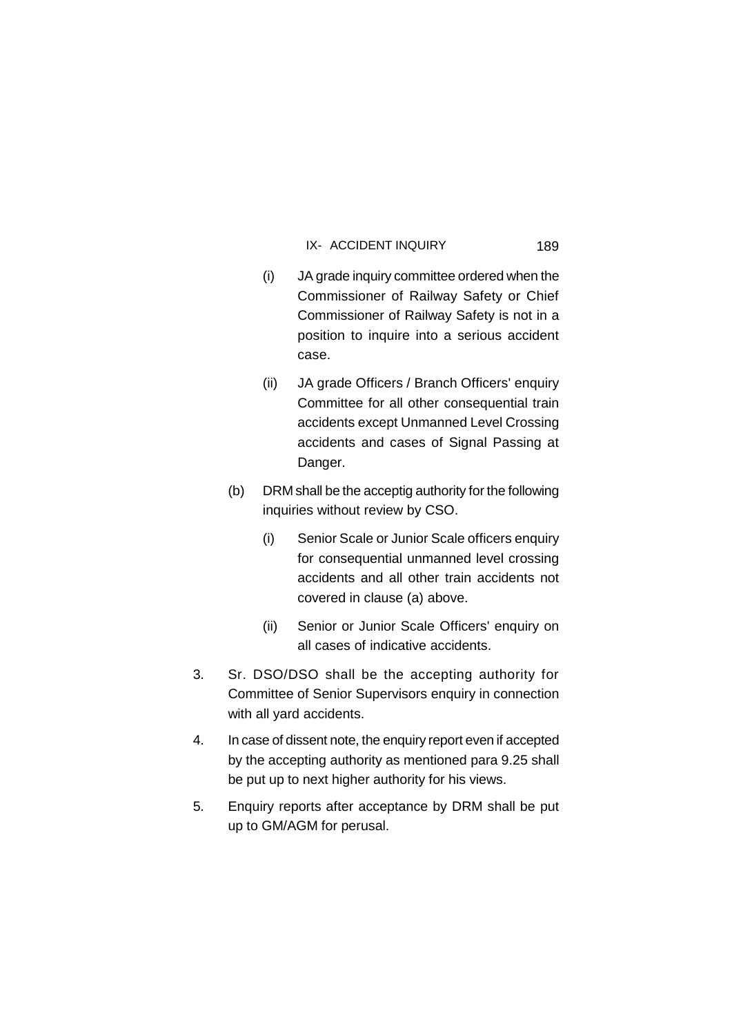(i) JA grade inquiry committee ordered when the Commissioner of Railway Safety or Chief Commissioner of Railway Safety is not in a position to inquire into a serious accident case.

(ii) JA grade Officers / Branch Officers' enquiry Committee for all other consequential train accidents except Unmanned Level Crossing accidents and cases of Signal Passing at Danger.

(b) DRM shall be the acceptig authority for the following inquiries without review by CSO.

(i) Senior Scale or Junior Scale officers enquiry for consequential unmanned level crossing accidents and all other train accidents not covered in clause (a) above.

(ii) Senior or Junior Scale Officers' enquiry on all cases of indicative accidents.

3. Sr. DSO/DSO shall be the accepting authority for Committee of Senior Supervisors enquiry in connection with all yard accidents.

4. In case of dissent note, the enquiry report even if accepted by the accepting authority as mentioned para 9.25 shall be put up to next higher authority for his views.

5. Enquiry reports after acceptance by DRM shall be put up to GM/AGM for perusal.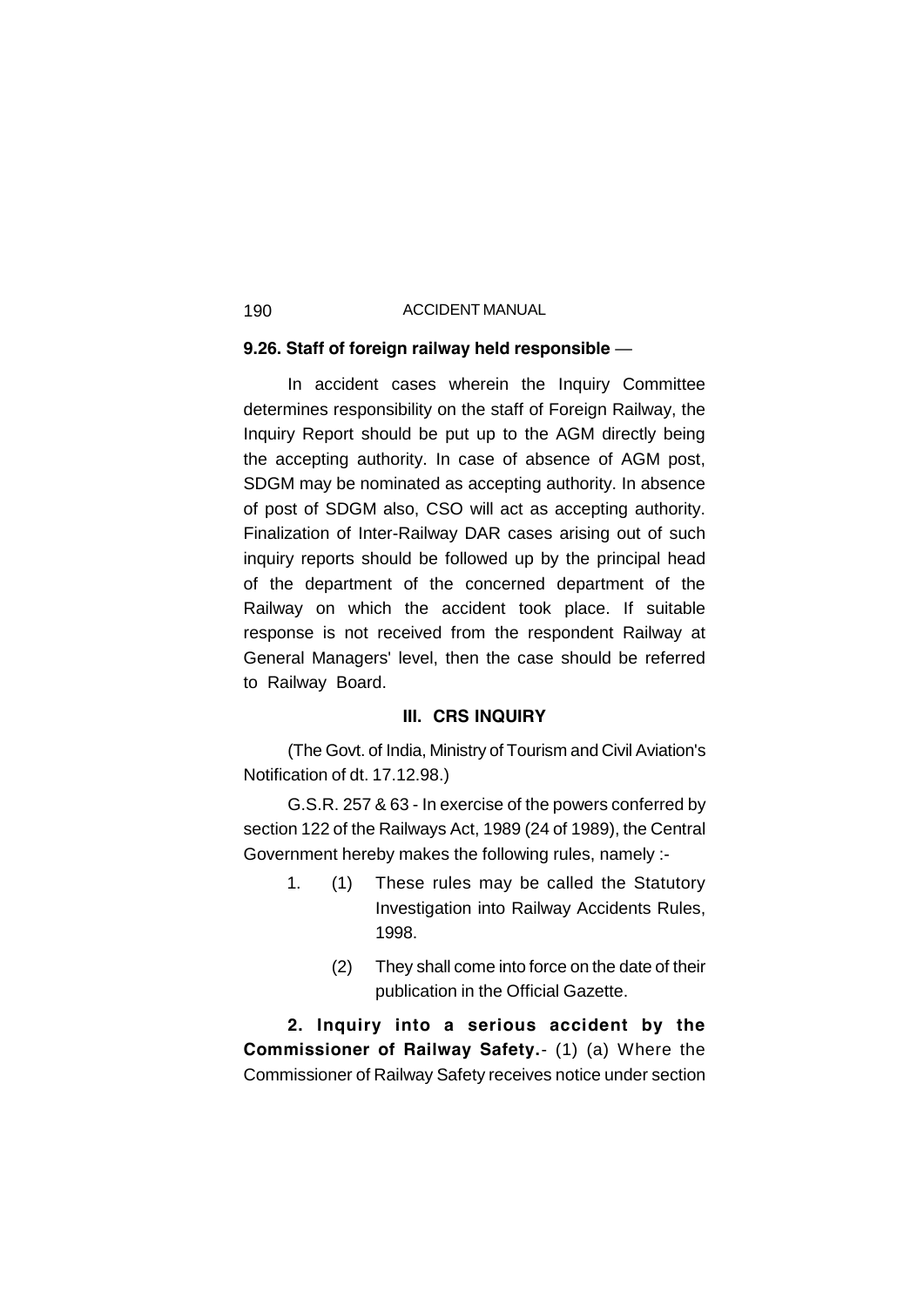**9.26. Staff of foreign railway held responsible** —

In accident cases wherein the Inquiry Committee determines responsibility on the staff of Foreign Railway, the Inquiry Report should be put up to the AGM directly being the accepting authority. In case of absence of AGM post, SDGM may be nominated as accepting authority. In absence of post of SDGM also, CSO will act as accepting authority. Finalization of Inter-Railway DAR cases arising out of such inquiry reports should be followed up by the principal head of the department of the concerned department of the Railway on which the accident took place. If suitable response is not received from the respondent Railway at General Managers' level, then the case should be referred to Railway Board.

## III. CRS INQUIRY

(The Govt. of India, Ministry of Tourism and Civil Aviation's Notification of dt. 17.12.98.)

G.S.R. 257 & 63 - In exercise of the powers conferred by section 122 of the Railways Act, 1989 (24 of 1989), the Central Government hereby makes the following rules, namely :-

1. (1) These rules may be called the Statutory Investigation into Railway Accidents Rules, 1998.

   (2) They shall come into force on the date of their publication in the Official Gazette.

**2. Inquiry into a serious accident by the Commissioner of Railway Safety.**- (1) (a) Where the Commissioner of Railway Safety receives notice under section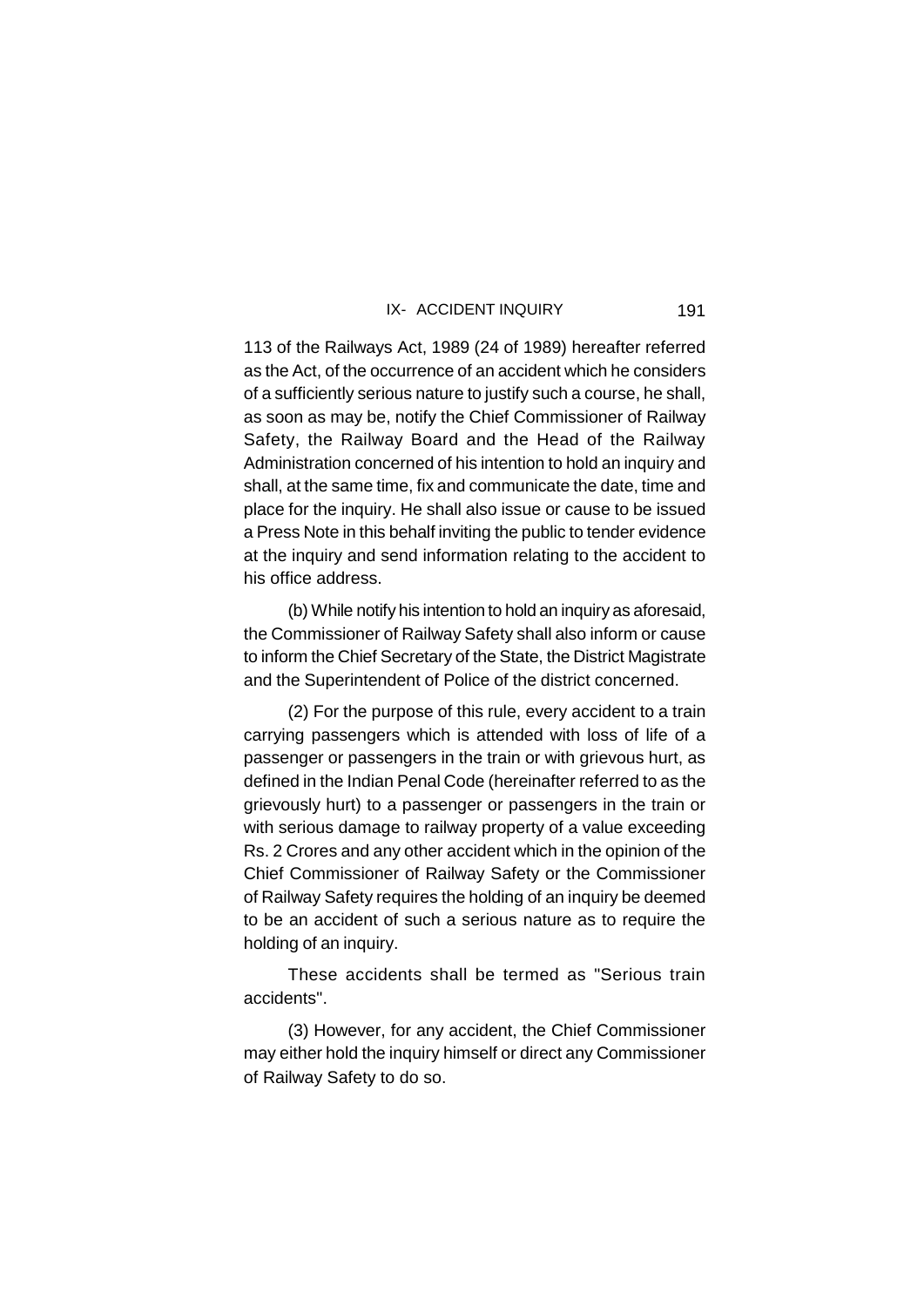113 of the Railways Act, 1989 (24 of 1989) hereafter referred as the Act, of the occurrence of an accident which he considers of a sufficiently serious nature to justify such a course, he shall, as soon as may be, notify the Chief Commissioner of Railway Safety, the Railway Board and the Head of the Railway Administration concerned of his intention to hold an inquiry and shall, at the same time, fix and communicate the date, time and place for the inquiry. He shall also issue or cause to be issued a Press Note in this behalf inviting the public to tender evidence at the inquiry and send information relating to the accident to his office address.

(b) While notify his intention to hold an inquiry as aforesaid, the Commissioner of Railway Safety shall also inform or cause to inform the Chief Secretary of the State, the District Magistrate and the Superintendent of Police of the district concerned.

(2) For the purpose of this rule, every accident to a train carrying passengers which is attended with loss of life of a passenger or passengers in the train or with grievous hurt, as defined in the Indian Penal Code (hereinafter referred to as the grievously hurt) to a passenger or passengers in the train or with serious damage to railway property of a value exceeding Rs. 2 Crores and any other accident which in the opinion of the Chief Commissioner of Railway Safety or the Commissioner of Railway Safety requires the holding of an inquiry be deemed to be an accident of such a serious nature as to require the holding of an inquiry.

These accidents shall be termed as "Serious train accidents".

(3) However, for any accident, the Chief Commissioner may either hold the inquiry himself or direct any Commissioner of Railway Safety to do so.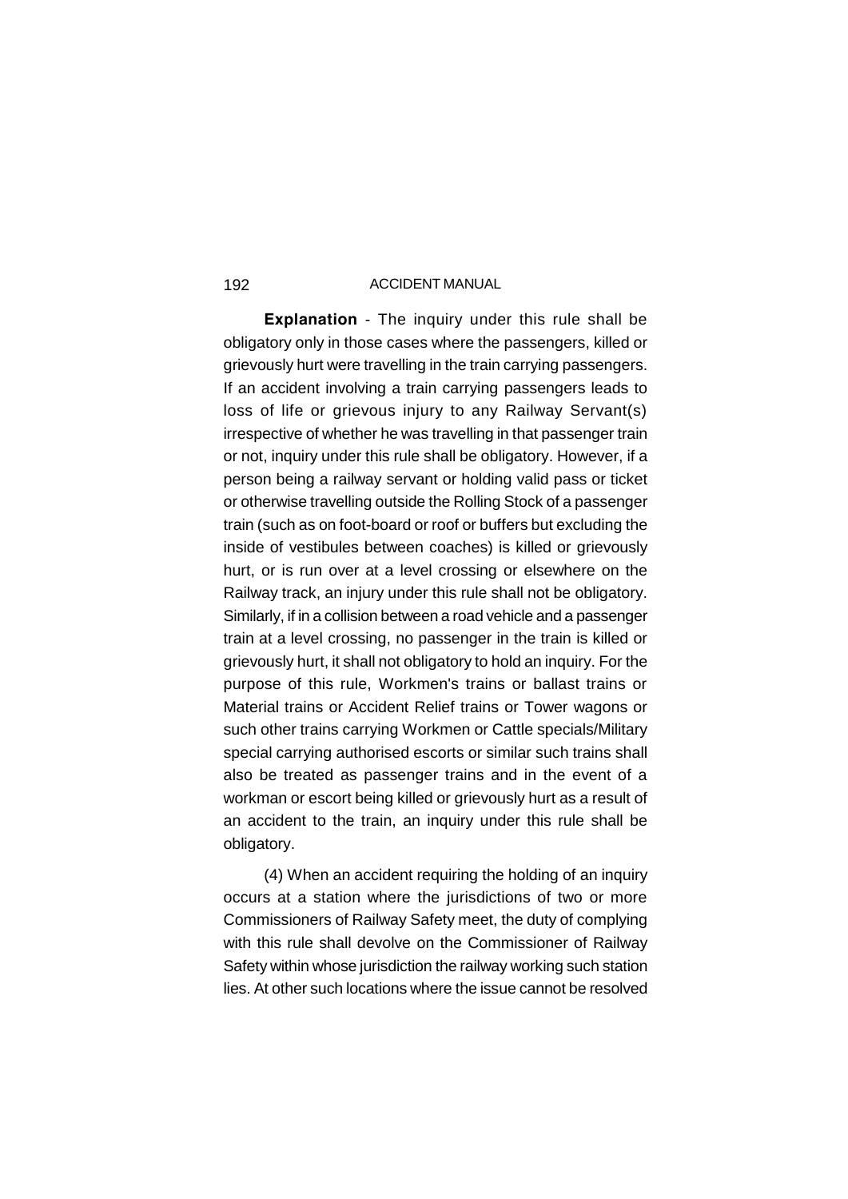**Explanation** - The inquiry under this rule shall be obligatory only in those cases where the passengers, killed or grievously hurt were travelling in the train carrying passengers. If an accident involving a train carrying passengers leads to loss of life or grievous injury to any Railway Servant(s) irrespective of whether he was travelling in that passenger train or not, inquiry under this rule shall be obligatory. However, if a person being a railway servant or holding valid pass or ticket or otherwise travelling outside the Rolling Stock of a passenger train (such as on foot-board or roof or buffers but excluding the inside of vestibules between coaches) is killed or grievously hurt, or is run over at a level crossing or elsewhere on the Railway track, an injury under this rule shall not be obligatory. Similarly, if in a collision between a road vehicle and a passenger train at a level crossing, no passenger in the train is killed or grievously hurt, it shall not obligatory to hold an inquiry. For the purpose of this rule, Workmen's trains or ballast trains or Material trains or Accident Relief trains or Tower wagons or such other trains carrying Workmen or Cattle specials/Military special carrying authorised escorts or similar such trains shall also be treated as passenger trains and in the event of a workman or escort being killed or grievously hurt as a result of an accident to the train, an inquiry under this rule shall be obligatory.

(4) When an accident requiring the holding of an inquiry occurs at a station where the jurisdictions of two or more Commissioners of Railway Safety meet, the duty of complying with this rule shall devolve on the Commissioner of Railway Safety within whose jurisdiction the railway working such station lies. At other such locations where the issue cannot be resolved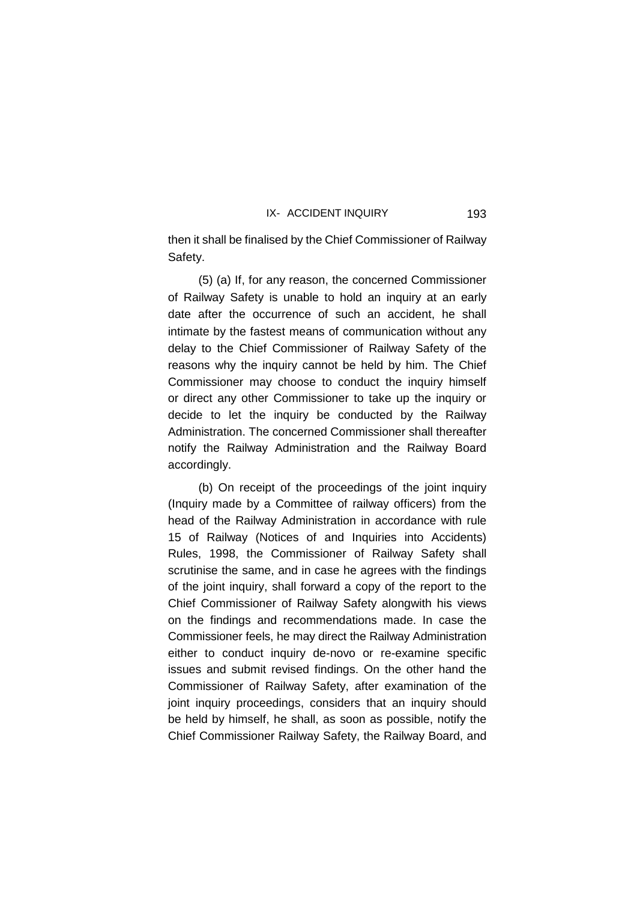then it shall be finalised by the Chief Commissioner of Railway Safety.

(5) (a) If, for any reason, the concerned Commissioner of Railway Safety is unable to hold an inquiry at an early date after the occurrence of such an accident, he shall intimate by the fastest means of communication without any delay to the Chief Commissioner of Railway Safety of the reasons why the inquiry cannot be held by him. The Chief Commissioner may choose to conduct the inquiry himself or direct any other Commissioner to take up the inquiry or decide to let the inquiry be conducted by the Railway Administration. The concerned Commissioner shall thereafter notify the Railway Administration and the Railway Board accordingly.

(b) On receipt of the proceedings of the joint inquiry (Inquiry made by a Committee of railway officers) from the head of the Railway Administration in accordance with rule 15 of Railway (Notices of and Inquiries into Accidents) Rules, 1998, the Commissioner of Railway Safety shall scrutinise the same, and in case he agrees with the findings of the joint inquiry, shall forward a copy of the report to the Chief Commissioner of Railway Safety alongwith his views on the findings and recommendations made. In case the Commissioner feels, he may direct the Railway Administration either to conduct inquiry de-novo or re-examine specific issues and submit revised findings. On the other hand the Commissioner of Railway Safety, after examination of the joint inquiry proceedings, considers that an inquiry should be held by himself, he shall, as soon as possible, notify the Chief Commissioner Railway Safety, the Railway Board, and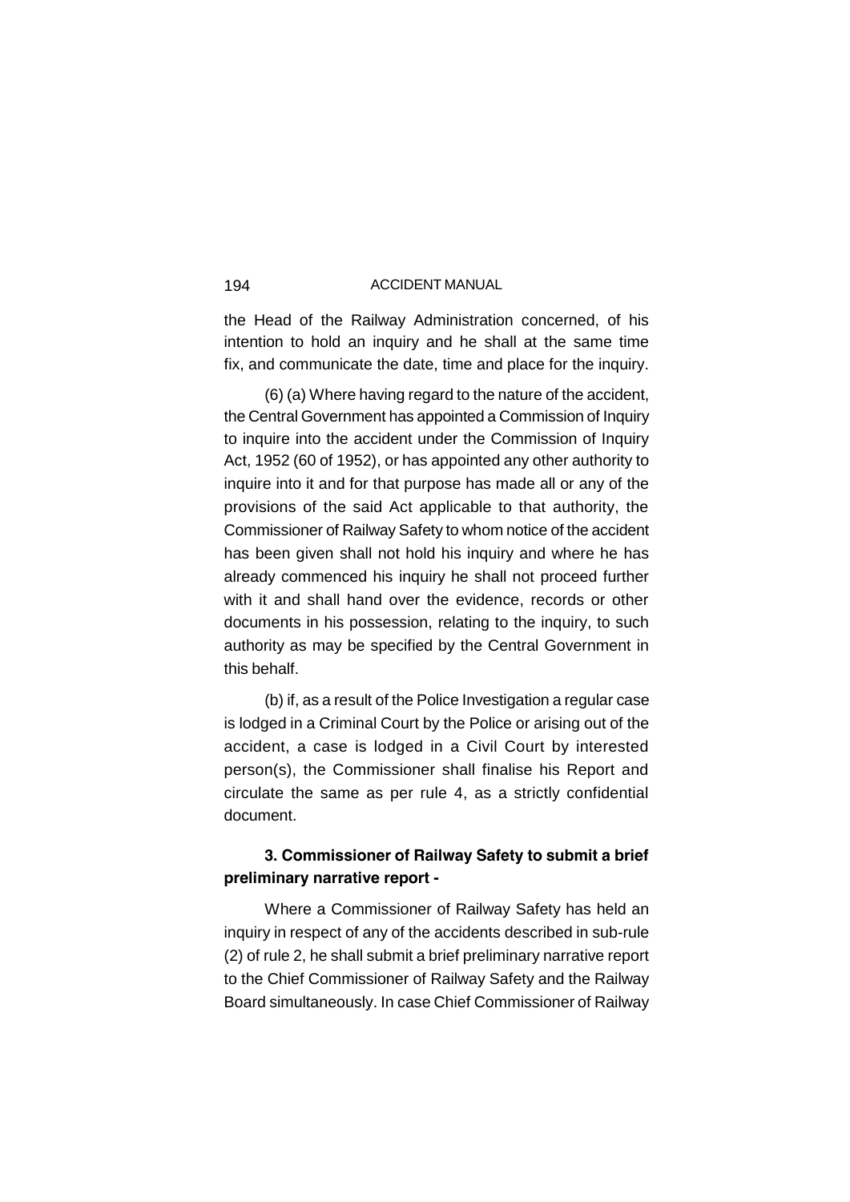the Head of the Railway Administration concerned, of his intention to hold an inquiry and he shall at the same time fix, and communicate the date, time and place for the inquiry.

(6) (a) Where having regard to the nature of the accident, the Central Government has appointed a Commission of Inquiry to inquire into the accident under the Commission of Inquiry Act, 1952 (60 of 1952), or has appointed any other authority to inquire into it and for that purpose has made all or any of the provisions of the said Act applicable to that authority, the Commissioner of Railway Safety to whom notice of the accident has been given shall not hold his inquiry and where he has already commenced his inquiry he shall not proceed further with it and shall hand over the evidence, records or other documents in his possession, relating to the inquiry, to such authority as may be specified by the Central Government in this behalf.

(b) if, as a result of the Police Investigation a regular case is lodged in a Criminal Court by the Police or arising out of the accident, a case is lodged in a Civil Court by interested person(s), the Commissioner shall finalise his Report and circulate the same as per rule 4, as a strictly confidential document.

**3. Commissioner of Railway Safety to submit a brief preliminary narrative report -**

Where a Commissioner of Railway Safety has held an inquiry in respect of any of the accidents described in sub-rule (2) of rule 2, he shall submit a brief preliminary narrative report to the Chief Commissioner of Railway Safety and the Railway Board simultaneously. In case Chief Commissioner of Railway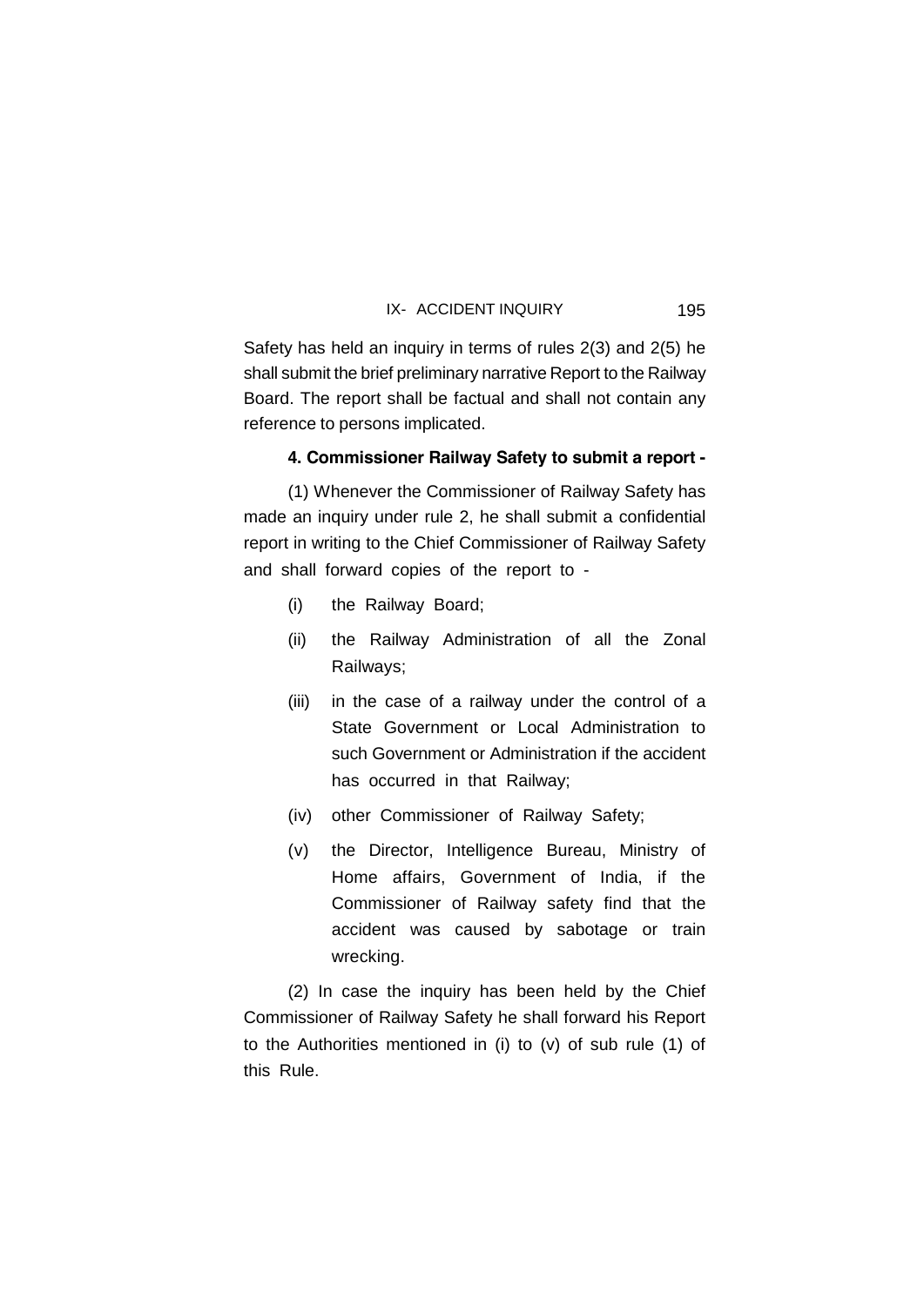Safety has held an inquiry in terms of rules 2(3) and 2(5) he shall submit the brief preliminary narrative Report to the Railway Board. The report shall be factual and shall not contain any reference to persons implicated.

**4. Commissioner Railway Safety to submit a report -**

(1) Whenever the Commissioner of Railway Safety has made an inquiry under rule 2, he shall submit a confidential report in writing to the Chief Commissioner of Railway Safety and shall forward copies of the report to -

- (i) the Railway Board;
- (ii) the Railway Administration of all the Zonal Railways;
- (iii) in the case of a railway under the control of a State Government or Local Administration to such Government or Administration if the accident has occurred in that Railway;
- (iv) other Commissioner of Railway Safety;
- (v) the Director, Intelligence Bureau, Ministry of Home affairs, Government of India, if the Commissioner of Railway safety find that the accident was caused by sabotage or train wrecking.

(2) In case the inquiry has been held by the Chief Commissioner of Railway Safety he shall forward his Report to the Authorities mentioned in (i) to (v) of sub rule (1) of this Rule.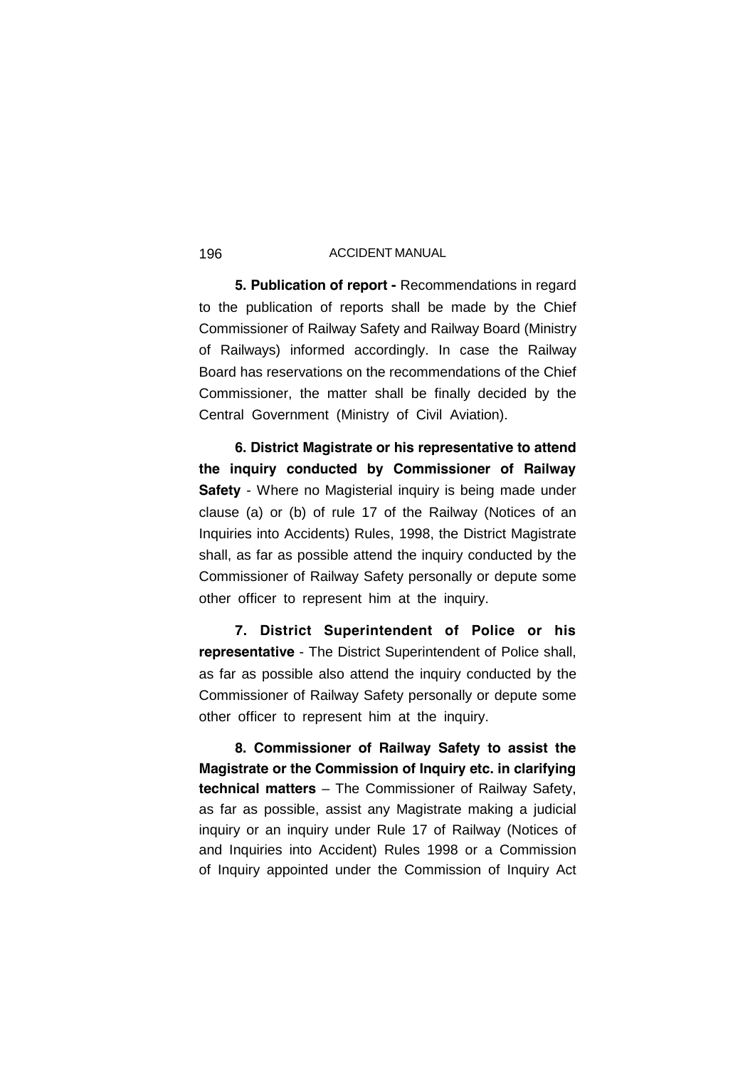**5. Publication of report -** Recommendations in regard to the publication of reports shall be made by the Chief Commissioner of Railway Safety and Railway Board (Ministry of Railways) informed accordingly. In case the Railway Board has reservations on the recommendations of the Chief Commissioner, the matter shall be finally decided by the Central Government (Ministry of Civil Aviation).

**6. District Magistrate or his representative to attend the inquiry conducted by Commissioner of Railway Safety** - Where no Magisterial inquiry is being made under clause (a) or (b) of rule 17 of the Railway (Notices of an Inquiries into Accidents) Rules, 1998, the District Magistrate shall, as far as possible attend the inquiry conducted by the Commissioner of Railway Safety personally or depute some other officer to represent him at the inquiry.

**7. District Superintendent of Police or his representative** - The District Superintendent of Police shall, as far as possible also attend the inquiry conducted by the Commissioner of Railway Safety personally or depute some other officer to represent him at the inquiry.

**8. Commissioner of Railway Safety to assist the Magistrate or the Commission of Inquiry etc. in clarifying technical matters** – The Commissioner of Railway Safety, as far as possible, assist any Magistrate making a judicial inquiry or an inquiry under Rule 17 of Railway (Notices of and Inquiries into Accident) Rules 1998 or a Commission of Inquiry appointed under the Commission of Inquiry Act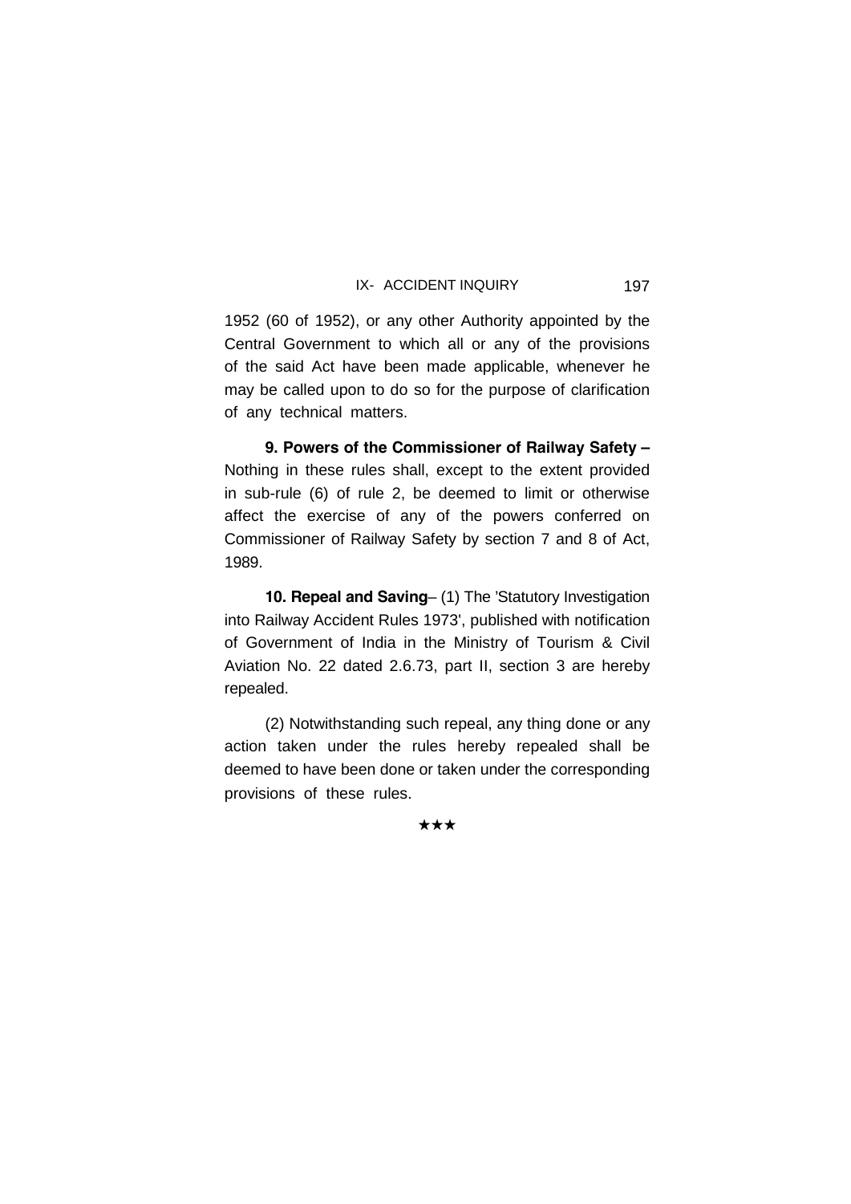1952 (60 of 1952), or any other Authority appointed by the Central Government to which all or any of the provisions of the said Act have been made applicable, whenever he may be called upon to do so for the purpose of clarification of any technical matters.

**9. Powers of the Commissioner of Railway Safety –** Nothing in these rules shall, except to the extent provided in sub-rule (6) of rule 2, be deemed to limit or otherwise affect the exercise of any of the powers conferred on Commissioner of Railway Safety by section 7 and 8 of Act, 1989.

**10. Repeal and Saving**– (1) The 'Statutory Investigation into Railway Accident Rules 1973', published with notification of Government of India in the Ministry of Tourism & Civil Aviation No. 22 dated 2.6.73, part II, section 3 are hereby repealed.

(2) Notwithstanding such repeal, any thing done or any action taken under the rules hereby repealed shall be deemed to have been done or taken under the corresponding provisions of these rules.

★★★